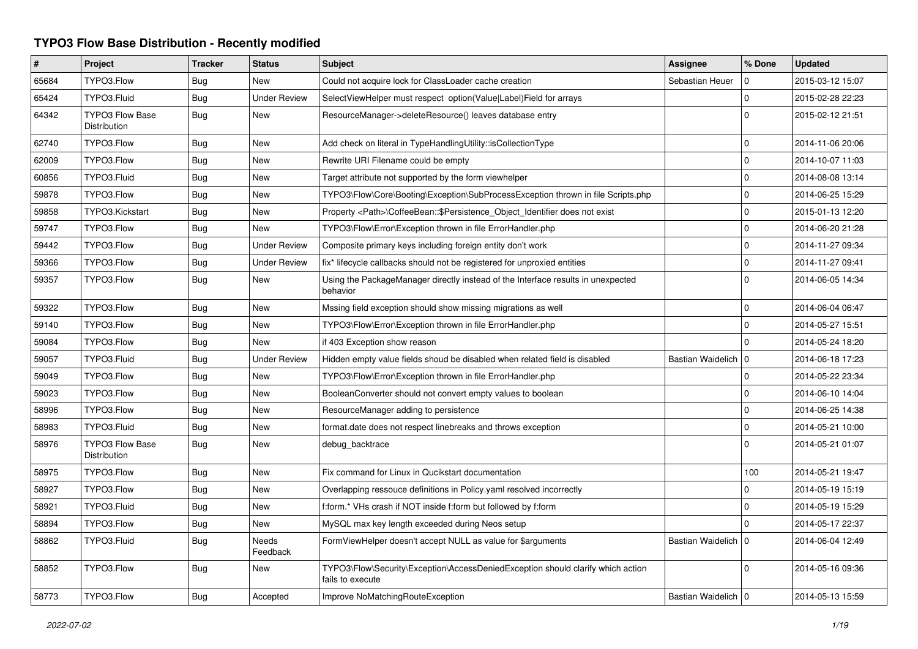# TYPO3 Flow Base Distribution - Recently modified

| # | Project | Tracker | Status | Subject | Assignee | % Done | Updated |
|---|---|---|---|---|---|---|---|
| 65684 | TYPO3.Flow | Bug | New | Could not acquire lock for ClassLoader cache creation | Sebastian Heuer | 0 | 2015-03-12 15:07 |
| 65424 | TYPO3.Fluid | Bug | Under Review | SelectViewHelper must respect option(Value\|Label)Field for arrays | | 0 | 2015-02-28 22:23 |
| 64342 | TYPO3 Flow Base Distribution | Bug | New | ResourceManager->deleteResource() leaves database entry | | 0 | 2015-02-12 21:51 |
| 62740 | TYPO3.Flow | Bug | New | Add check on literal in TypeHandlingUtility::isCollectionType | | 0 | 2014-11-06 20:06 |
| 62009 | TYPO3.Flow | Bug | New | Rewrite URI Filename could be empty | | 0 | 2014-10-07 11:03 |
| 60856 | TYPO3.Fluid | Bug | New | Target attribute not supported by the form viewhelper | | 0 | 2014-08-08 13:14 |
| 59878 | TYPO3.Flow | Bug | New | TYPO3\Flow\Core\Booting\Exception\SubProcessException thrown in file Scripts.php | | 0 | 2014-06-25 15:29 |
| 59858 | TYPO3.Kickstart | Bug | New | Property <Path>\CoffeeBean::$Persistence_Object_Identifier does not exist | | 0 | 2015-01-13 12:20 |
| 59747 | TYPO3.Flow | Bug | New | TYPO3\Flow\Error\Exception thrown in file ErrorHandler.php | | 0 | 2014-06-20 21:28 |
| 59442 | TYPO3.Flow | Bug | Under Review | Composite primary keys including foreign entity don't work | | 0 | 2014-11-27 09:34 |
| 59366 | TYPO3.Flow | Bug | Under Review | fix* lifecycle callbacks should not be registered for unproxied entities | | 0 | 2014-11-27 09:41 |
| 59357 | TYPO3.Flow | Bug | New | Using the PackageManager directly instead of the Interface results in unexpected behavior | | 0 | 2014-06-05 14:34 |
| 59322 | TYPO3.Flow | Bug | New | Mssing field exception should show missing migrations as well | | 0 | 2014-06-04 06:47 |
| 59140 | TYPO3.Flow | Bug | New | TYPO3\Flow\Error\Exception thrown in file ErrorHandler.php | | 0 | 2014-05-27 15:51 |
| 59084 | TYPO3.Flow | Bug | New | if 403 Exception show reason | | 0 | 2014-05-24 18:20 |
| 59057 | TYPO3.Fluid | Bug | Under Review | Hidden empty value fields shoud be disabled when related field is disabled | Bastian Waidelich | 0 | 2014-06-18 17:23 |
| 59049 | TYPO3.Flow | Bug | New | TYPO3\Flow\Error\Exception thrown in file ErrorHandler.php | | 0 | 2014-05-22 23:34 |
| 59023 | TYPO3.Flow | Bug | New | BooleanConverter should not convert empty values to boolean | | 0 | 2014-06-10 14:04 |
| 58996 | TYPO3.Flow | Bug | New | ResourceManager adding to persistence | | 0 | 2014-06-25 14:38 |
| 58983 | TYPO3.Fluid | Bug | New | format.date does not respect linebreaks and throws exception | | 0 | 2014-05-21 10:00 |
| 58976 | TYPO3 Flow Base Distribution | Bug | New | debug_backtrace | | 0 | 2014-05-21 01:07 |
| 58975 | TYPO3.Flow | Bug | New | Fix command for Linux in Qucikstart documentation | | 100 | 2014-05-21 19:47 |
| 58927 | TYPO3.Flow | Bug | New | Overlapping ressouce definitions in Policy.yaml resolved incorrectly | | 0 | 2014-05-19 15:19 |
| 58921 | TYPO3.Fluid | Bug | New | f:form.* VHs crash if NOT inside f:form but followed by f:form | | 0 | 2014-05-19 15:29 |
| 58894 | TYPO3.Flow | Bug | New | MySQL max key length exceeded during Neos setup | | 0 | 2014-05-17 22:37 |
| 58862 | TYPO3.Fluid | Bug | Needs Feedback | FormViewHelper doesn't accept NULL as value for $arguments | Bastian Waidelich | 0 | 2014-06-04 12:49 |
| 58852 | TYPO3.Flow | Bug | New | TYPO3\Flow\Security\Exception\AccessDeniedException should clarify which action fails to execute | | 0 | 2014-05-16 09:36 |
| 58773 | TYPO3.Flow | Bug | Accepted | Improve NoMatchingRouteException | Bastian Waidelich | 0 | 2014-05-13 15:59 |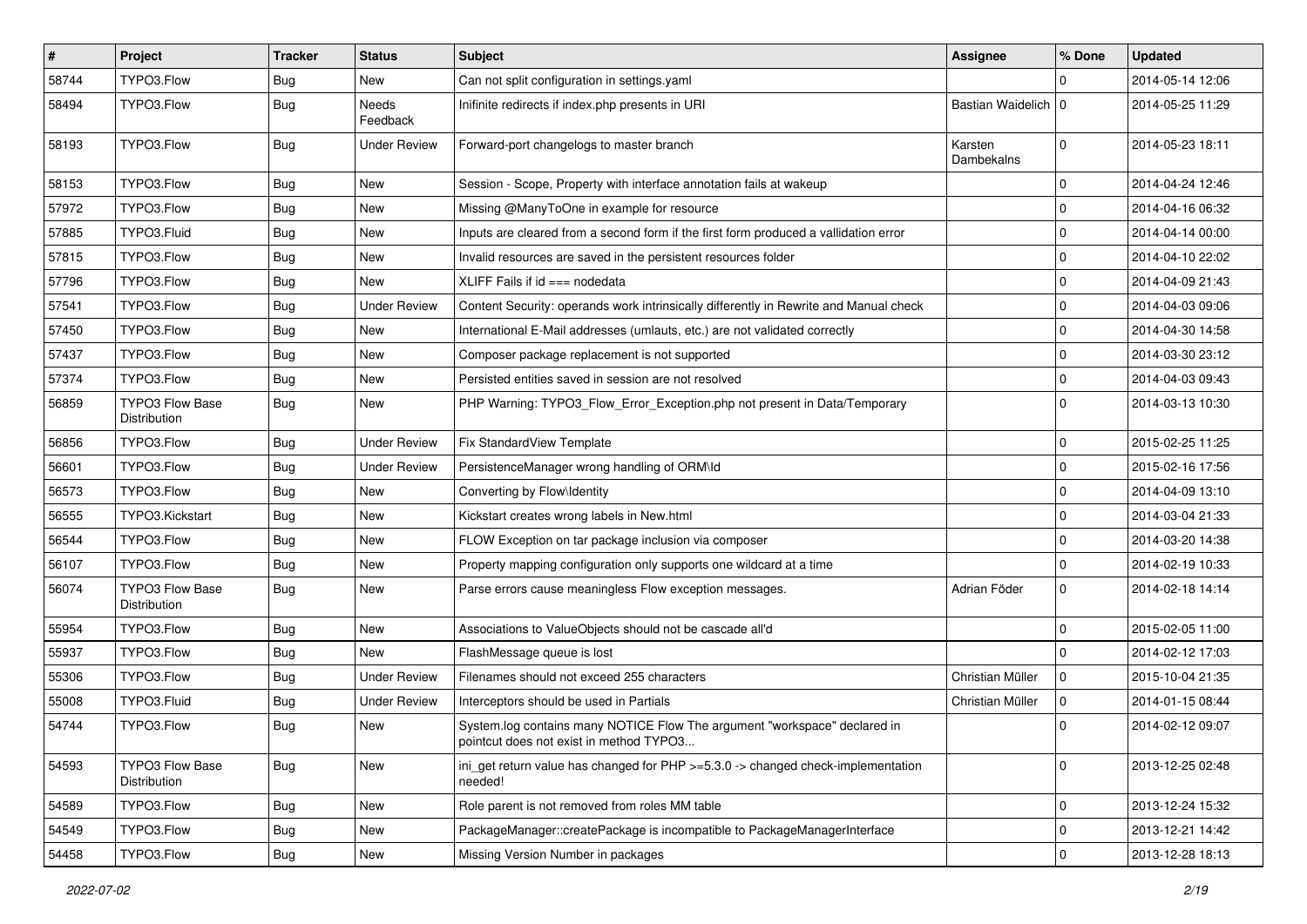| # | Project | Tracker | Status | Subject | Assignee | % Done | Updated |
|---|---|---|---|---|---|---|---|
| 58744 | TYPO3.Flow | Bug | New | Can not split configuration in settings.yaml | | 0 | 2014-05-14 12:06 |
| 58494 | TYPO3.Flow | Bug | Needs Feedback | Inifinite redirects if index.php presents in URI | Bastian Waidelich | 0 | 2014-05-25 11:29 |
| 58193 | TYPO3.Flow | Bug | Under Review | Forward-port changelogs to master branch | Karsten Dambekalns | 0 | 2014-05-23 18:11 |
| 58153 | TYPO3.Flow | Bug | New | Session - Scope, Property with interface annotation fails at wakeup | | 0 | 2014-04-24 12:46 |
| 57972 | TYPO3.Flow | Bug | New | Missing @ManyToOne in example for resource | | 0 | 2014-04-16 06:32 |
| 57885 | TYPO3.Fluid | Bug | New | Inputs are cleared from a second form if the first form produced a vallidation error | | 0 | 2014-04-14 00:00 |
| 57815 | TYPO3.Flow | Bug | New | Invalid resources are saved in the persistent resources folder | | 0 | 2014-04-10 22:02 |
| 57796 | TYPO3.Flow | Bug | New | XLIFF Fails if id === nodedata | | 0 | 2014-04-09 21:43 |
| 57541 | TYPO3.Flow | Bug | Under Review | Content Security: operands work intrinsically differently in Rewrite and Manual check | | 0 | 2014-04-03 09:06 |
| 57450 | TYPO3.Flow | Bug | New | International E-Mail addresses (umlauts, etc.) are not validated correctly | | 0 | 2014-04-30 14:58 |
| 57437 | TYPO3.Flow | Bug | New | Composer package replacement is not supported | | 0 | 2014-03-30 23:12 |
| 57374 | TYPO3.Flow | Bug | New | Persisted entities saved in session are not resolved | | 0 | 2014-04-03 09:43 |
| 56859 | TYPO3 Flow Base Distribution | Bug | New | PHP Warning: TYPO3_Flow_Error_Exception.php not present in Data/Temporary | | 0 | 2014-03-13 10:30 |
| 56856 | TYPO3.Flow | Bug | Under Review | Fix StandardView Template | | 0 | 2015-02-25 11:25 |
| 56601 | TYPO3.Flow | Bug | Under Review | PersistenceManager wrong handling of ORM\Id | | 0 | 2015-02-16 17:56 |
| 56573 | TYPO3.Flow | Bug | New | Converting by Flow\Identity | | 0 | 2014-04-09 13:10 |
| 56555 | TYPO3.Kickstart | Bug | New | Kickstart creates wrong labels in New.html | | 0 | 2014-03-04 21:33 |
| 56544 | TYPO3.Flow | Bug | New | FLOW Exception on tar package inclusion via composer | | 0 | 2014-03-20 14:38 |
| 56107 | TYPO3.Flow | Bug | New | Property mapping configuration only supports one wildcard at a time | | 0 | 2014-02-19 10:33 |
| 56074 | TYPO3 Flow Base Distribution | Bug | New | Parse errors cause meaningless Flow exception messages. | Adrian Föder | 0 | 2014-02-18 14:14 |
| 55954 | TYPO3.Flow | Bug | New | Associations to ValueObjects should not be cascade all'd | | 0 | 2015-02-05 11:00 |
| 55937 | TYPO3.Flow | Bug | New | FlashMessage queue is lost | | 0 | 2014-02-12 17:03 |
| 55306 | TYPO3.Flow | Bug | Under Review | Filenames should not exceed 255 characters | Christian Müller | 0 | 2015-10-04 21:35 |
| 55008 | TYPO3.Fluid | Bug | Under Review | Interceptors should be used in Partials | Christian Müller | 0 | 2014-01-15 08:44 |
| 54744 | TYPO3.Flow | Bug | New | System.log contains many NOTICE Flow The argument "workspace" declared in pointcut does not exist in method TYPO3... | | 0 | 2014-02-12 09:07 |
| 54593 | TYPO3 Flow Base Distribution | Bug | New | ini_get return value has changed for PHP >=5.3.0 -> changed check-implementation needed! | | 0 | 2013-12-25 02:48 |
| 54589 | TYPO3.Flow | Bug | New | Role parent is not removed from roles MM table | | 0 | 2013-12-24 15:32 |
| 54549 | TYPO3.Flow | Bug | New | PackageManager::createPackage is incompatible to PackageManagerInterface | | 0 | 2013-12-21 14:42 |
| 54458 | TYPO3.Flow | Bug | New | Missing Version Number in packages | | 0 | 2013-12-28 18:13 |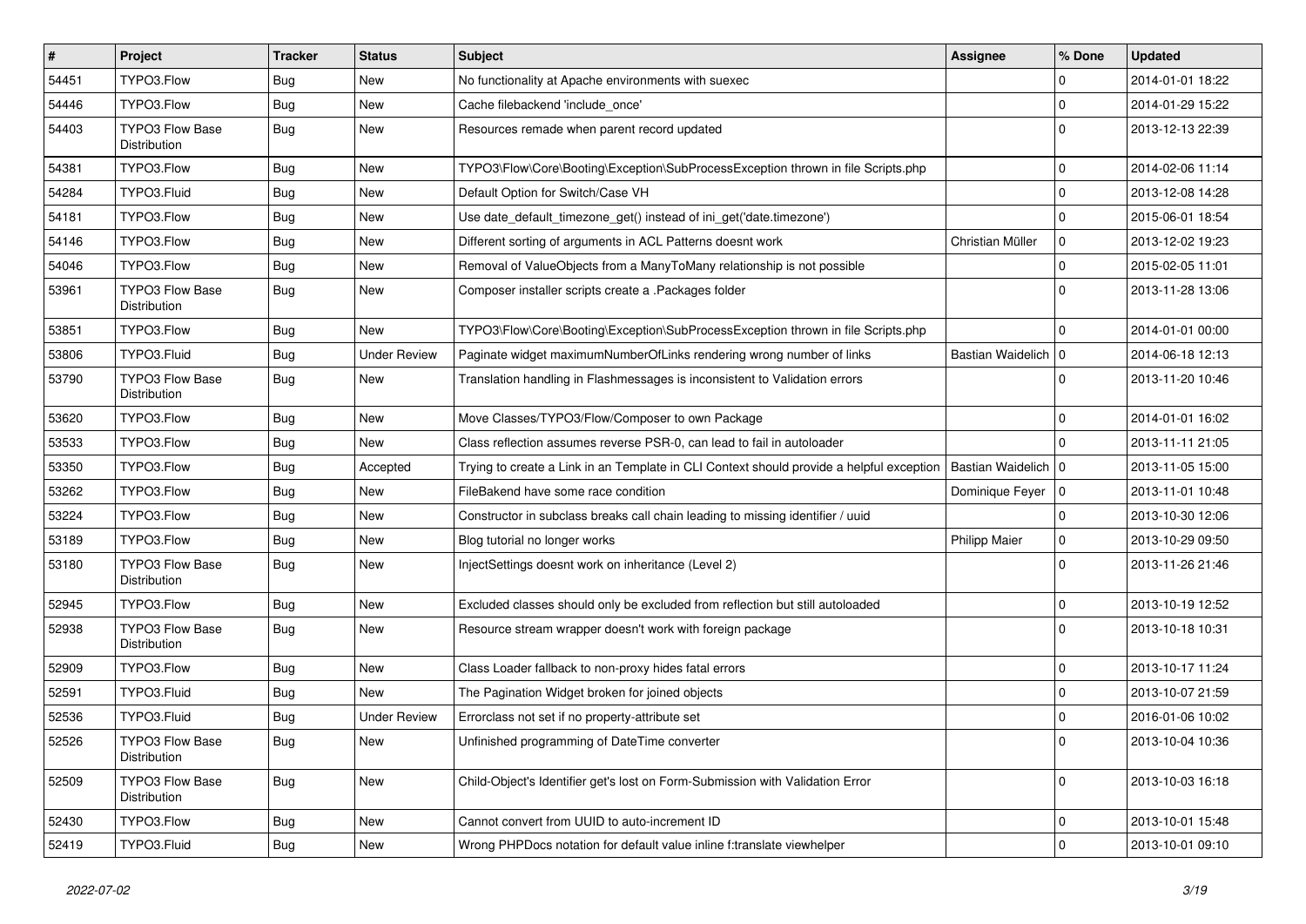| # | Project | Tracker | Status | Subject | Assignee | % Done | Updated |
|---|---|---|---|---|---|---|---|
| 54451 | TYPO3.Flow | Bug | New | No functionality at Apache environments with suexec | | 0 | 2014-01-01 18:22 |
| 54446 | TYPO3.Flow | Bug | New | Cache filebackend 'include_once' | | 0 | 2014-01-29 15:22 |
| 54403 | TYPO3 Flow Base Distribution | Bug | New | Resources remade when parent record updated | | 0 | 2013-12-13 22:39 |
| 54381 | TYPO3.Flow | Bug | New | TYPO3\Flow\Core\Booting\Exception\SubProcessException thrown in file Scripts.php | | 0 | 2014-02-06 11:14 |
| 54284 | TYPO3.Fluid | Bug | New | Default Option for Switch/Case VH | | 0 | 2013-12-08 14:28 |
| 54181 | TYPO3.Flow | Bug | New | Use date_default_timezone_get() instead of ini_get('date.timezone') | | 0 | 2015-06-01 18:54 |
| 54146 | TYPO3.Flow | Bug | New | Different sorting of arguments in ACL Patterns doesnt work | Christian Müller | 0 | 2013-12-02 19:23 |
| 54046 | TYPO3.Flow | Bug | New | Removal of ValueObjects from a ManyToMany relationship is not possible | | 0 | 2015-02-05 11:01 |
| 53961 | TYPO3 Flow Base Distribution | Bug | New | Composer installer scripts create a .Packages folder | | 0 | 2013-11-28 13:06 |
| 53851 | TYPO3.Flow | Bug | New | TYPO3\Flow\Core\Booting\Exception\SubProcessException thrown in file Scripts.php | | 0 | 2014-01-01 00:00 |
| 53806 | TYPO3.Fluid | Bug | Under Review | Paginate widget maximumNumberOfLinks rendering wrong number of links | Bastian Waidelich | 0 | 2014-06-18 12:13 |
| 53790 | TYPO3 Flow Base Distribution | Bug | New | Translation handling in Flashmessages is inconsistent to Validation errors | | 0 | 2013-11-20 10:46 |
| 53620 | TYPO3.Flow | Bug | New | Move Classes/TYPO3/Flow/Composer to own Package | | 0 | 2014-01-01 16:02 |
| 53533 | TYPO3.Flow | Bug | New | Class reflection assumes reverse PSR-0, can lead to fail in autoloader | | 0 | 2013-11-11 21:05 |
| 53350 | TYPO3.Flow | Bug | Accepted | Trying to create a Link in an Template in CLI Context should provide a helpful exception | Bastian Waidelich | 0 | 2013-11-05 15:00 |
| 53262 | TYPO3.Flow | Bug | New | FileBakend have some race condition | Dominique Feyer | 0 | 2013-11-01 10:48 |
| 53224 | TYPO3.Flow | Bug | New | Constructor in subclass breaks call chain leading to missing identifier / uuid | | 0 | 2013-10-30 12:06 |
| 53189 | TYPO3.Flow | Bug | New | Blog tutorial no longer works | Philipp Maier | 0 | 2013-10-29 09:50 |
| 53180 | TYPO3 Flow Base Distribution | Bug | New | InjectSettings doesnt work on inheritance (Level 2) | | 0 | 2013-11-26 21:46 |
| 52945 | TYPO3.Flow | Bug | New | Excluded classes should only be excluded from reflection but still autoloaded | | 0 | 2013-10-19 12:52 |
| 52938 | TYPO3 Flow Base Distribution | Bug | New | Resource stream wrapper doesn't work with foreign package | | 0 | 2013-10-18 10:31 |
| 52909 | TYPO3.Flow | Bug | New | Class Loader fallback to non-proxy hides fatal errors | | 0 | 2013-10-17 11:24 |
| 52591 | TYPO3.Fluid | Bug | New | The Pagination Widget broken for joined objects | | 0 | 2013-10-07 21:59 |
| 52536 | TYPO3.Fluid | Bug | Under Review | Errorclass not set if no property-attribute set | | 0 | 2016-01-06 10:02 |
| 52526 | TYPO3 Flow Base Distribution | Bug | New | Unfinished programming of DateTime converter | | 0 | 2013-10-04 10:36 |
| 52509 | TYPO3 Flow Base Distribution | Bug | New | Child-Object's Identifier get's lost on Form-Submission with Validation Error | | 0 | 2013-10-03 16:18 |
| 52430 | TYPO3.Flow | Bug | New | Cannot convert from UUID to auto-increment ID | | 0 | 2013-10-01 15:48 |
| 52419 | TYPO3.Fluid | Bug | New | Wrong PHPDocs notation for default value inline f:translate viewhelper | | 0 | 2013-10-01 09:10 |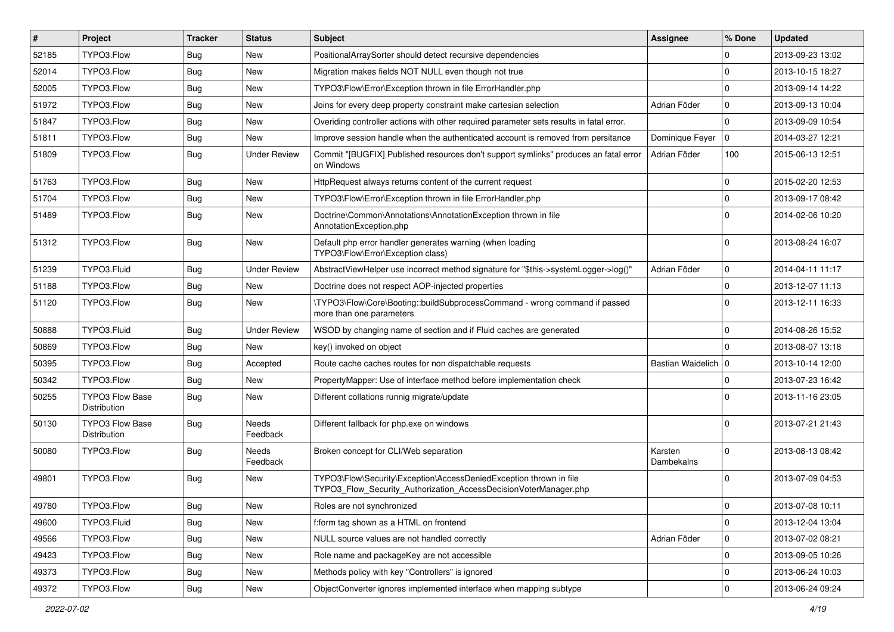| # | Project | Tracker | Status | Subject | Assignee | % Done | Updated |
|---|---|---|---|---|---|---|---|
| 52185 | TYPO3.Flow | Bug | New | PositionalArraySorter should detect recursive dependencies | | 0 | 2013-09-23 13:02 |
| 52014 | TYPO3.Flow | Bug | New | Migration makes fields NOT NULL even though not true | | 0 | 2013-10-15 18:27 |
| 52005 | TYPO3.Flow | Bug | New | TYPO3\Flow\Error\Exception thrown in file ErrorHandler.php | | 0 | 2013-09-14 14:22 |
| 51972 | TYPO3.Flow | Bug | New | Joins for every deep property constraint make cartesian selection | Adrian Föder | 0 | 2013-09-13 10:04 |
| 51847 | TYPO3.Flow | Bug | New | Overiding controller actions with other required parameter sets results in fatal error. | | 0 | 2013-09-09 10:54 |
| 51811 | TYPO3.Flow | Bug | New | Improve session handle when the authenticated account is removed from persitance | Dominique Feyer | 0 | 2014-03-27 12:21 |
| 51809 | TYPO3.Flow | Bug | Under Review | Commit "[BUGFIX] Published resources don't support symlinks" produces an fatal error on Windows | Adrian Föder | 100 | 2015-06-13 12:51 |
| 51763 | TYPO3.Flow | Bug | New | HttpRequest always returns content of the current request | | 0 | 2015-02-20 12:53 |
| 51704 | TYPO3.Flow | Bug | New | TYPO3\Flow\Error\Exception thrown in file ErrorHandler.php | | 0 | 2013-09-17 08:42 |
| 51489 | TYPO3.Flow | Bug | New | Doctrine\Common\Annotations\AnnotationException thrown in file AnnotationException.php | | 0 | 2014-02-06 10:20 |
| 51312 | TYPO3.Flow | Bug | New | Default php error handler generates warning (when loading TYPO3\Flow\Error\Exception class) | | 0 | 2013-08-24 16:07 |
| 51239 | TYPO3.Fluid | Bug | Under Review | AbstractViewHelper use incorrect method signature for "$this->systemLogger->log()" | Adrian Föder | 0 | 2014-04-11 11:17 |
| 51188 | TYPO3.Flow | Bug | New | Doctrine does not respect AOP-injected properties | | 0 | 2013-12-07 11:13 |
| 51120 | TYPO3.Flow | Bug | New | \TYPO3\Flow\Core\Booting::buildSubprocessCommand - wrong command if passed more than one parameters | | 0 | 2013-12-11 16:33 |
| 50888 | TYPO3.Fluid | Bug | Under Review | WSOD by changing name of section and if Fluid caches are generated | | 0 | 2014-08-26 15:52 |
| 50869 | TYPO3.Flow | Bug | New | key() invoked on object | | 0 | 2013-08-07 13:18 |
| 50395 | TYPO3.Flow | Bug | Accepted | Route cache caches routes for non dispatchable requests | Bastian Waidelich | 0 | 2013-10-14 12:00 |
| 50342 | TYPO3.Flow | Bug | New | PropertyMapper: Use of interface method before implementation check | | 0 | 2013-07-23 16:42 |
| 50255 | TYPO3 Flow Base Distribution | Bug | New | Different collations runnig migrate/update | | 0 | 2013-11-16 23:05 |
| 50130 | TYPO3 Flow Base Distribution | Bug | Needs Feedback | Different fallback for php.exe on windows | | 0 | 2013-07-21 21:43 |
| 50080 | TYPO3.Flow | Bug | Needs Feedback | Broken concept for CLI/Web separation | Karsten Dambekalns | 0 | 2013-08-13 08:42 |
| 49801 | TYPO3.Flow | Bug | New | TYPO3\Flow\Security\Exception\AccessDeniedException thrown in file TYPO3_Flow_Security_Authorization_AccessDecisionVoterManager.php | | 0 | 2013-07-09 04:53 |
| 49780 | TYPO3.Flow | Bug | New | Roles are not synchronized | | 0 | 2013-07-08 10:11 |
| 49600 | TYPO3.Fluid | Bug | New | f:form tag shown as a HTML on frontend | | 0 | 2013-12-04 13:04 |
| 49566 | TYPO3.Flow | Bug | New | NULL source values are not handled correctly | Adrian Föder | 0 | 2013-07-02 08:21 |
| 49423 | TYPO3.Flow | Bug | New | Role name and packageKey are not accessible | | 0 | 2013-09-05 10:26 |
| 49373 | TYPO3.Flow | Bug | New | Methods policy with key "Controllers" is ignored | | 0 | 2013-06-24 10:03 |
| 49372 | TYPO3.Flow | Bug | New | ObjectConverter ignores implemented interface when mapping subtype | | 0 | 2013-06-24 09:24 |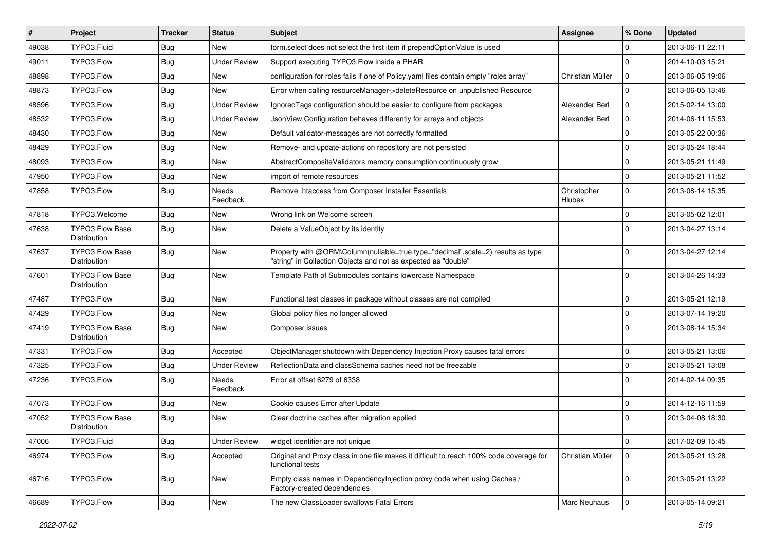| # | Project | Tracker | Status | Subject | Assignee | % Done | Updated |
|---|---|---|---|---|---|---|---|
| 49038 | TYPO3.Fluid | Bug | New | form.select does not select the first item if prependOptionValue is used | | 0 | 2013-06-11 22:11 |
| 49011 | TYPO3.Flow | Bug | Under Review | Support executing TYPO3.Flow inside a PHAR | | 0 | 2014-10-03 15:21 |
| 48898 | TYPO3.Flow | Bug | New | configuration for roles fails if one of Policy.yaml files contain empty "roles array" | Christian Müller | 0 | 2013-06-05 19:06 |
| 48873 | TYPO3.Flow | Bug | New | Error when calling resourceManager->deleteResource on unpublished Resource | | 0 | 2013-06-05 13:46 |
| 48596 | TYPO3.Flow | Bug | Under Review | IgnoredTags configuration should be easier to configure from packages | Alexander Berl | 0 | 2015-02-14 13:00 |
| 48532 | TYPO3.Flow | Bug | Under Review | JsonView Configuration behaves differently for arrays and objects | Alexander Berl | 0 | 2014-06-11 15:53 |
| 48430 | TYPO3.Flow | Bug | New | Default validator-messages are not correctly formatted | | 0 | 2013-05-22 00:36 |
| 48429 | TYPO3.Flow | Bug | New | Remove- and update-actions on repository are not persisted | | 0 | 2013-05-24 18:44 |
| 48093 | TYPO3.Flow | Bug | New | AbstractCompositeValidators memory consumption continuously grow | | 0 | 2013-05-21 11:49 |
| 47950 | TYPO3.Flow | Bug | New | import of remote resources | | 0 | 2013-05-21 11:52 |
| 47858 | TYPO3.Flow | Bug | Needs Feedback | Remove .htaccess from Composer Installer Essentials | Christopher Hlubek | 0 | 2013-08-14 15:35 |
| 47818 | TYPO3.Welcome | Bug | New | Wrong link on Welcome screen | | 0 | 2013-05-02 12:01 |
| 47638 | TYPO3 Flow Base Distribution | Bug | New | Delete a ValueObject by its identity | | 0 | 2013-04-27 13:14 |
| 47637 | TYPO3 Flow Base Distribution | Bug | New | Property with @ORM\Column(nullable=true,type="decimal",scale=2) results as type "string" in Collection Objects and not as expected as "double" | | 0 | 2013-04-27 12:14 |
| 47601 | TYPO3 Flow Base Distribution | Bug | New | Template Path of Submodules contains lowercase Namespace | | 0 | 2013-04-26 14:33 |
| 47487 | TYPO3.Flow | Bug | New | Functional test classes in package without classes are not compiled | | 0 | 2013-05-21 12:19 |
| 47429 | TYPO3.Flow | Bug | New | Global policy files no longer allowed | | 0 | 2013-07-14 19:20 |
| 47419 | TYPO3 Flow Base Distribution | Bug | New | Composer issues | | 0 | 2013-08-14 15:34 |
| 47331 | TYPO3.Flow | Bug | Accepted | ObjectManager shutdown with Dependency Injection Proxy causes fatal errors | | 0 | 2013-05-21 13:06 |
| 47325 | TYPO3.Flow | Bug | Under Review | ReflectionData and classSchema caches need not be freezable | | 0 | 2013-05-21 13:08 |
| 47236 | TYPO3.Flow | Bug | Needs Feedback | Error at offset 6279 of 6338 | | 0 | 2014-02-14 09:35 |
| 47073 | TYPO3.Flow | Bug | New | Cookie causes Error after Update | | 0 | 2014-12-16 11:59 |
| 47052 | TYPO3 Flow Base Distribution | Bug | New | Clear doctrine caches after migration applied | | 0 | 2013-04-08 18:30 |
| 47006 | TYPO3.Fluid | Bug | Under Review | widget identifier are not unique | | 0 | 2017-02-09 15:45 |
| 46974 | TYPO3.Flow | Bug | Accepted | Original and Proxy class in one file makes it difficult to reach 100% code coverage for functional tests | Christian Müller | 0 | 2013-05-21 13:28 |
| 46716 | TYPO3.Flow | Bug | New | Empty class names in DependencyInjection proxy code when using Caches / Factory-created dependencies | | 0 | 2013-05-21 13:22 |
| 46689 | TYPO3.Flow | Bug | New | The new ClassLoader swallows Fatal Errors | Marc Neuhaus | 0 | 2013-05-14 09:21 |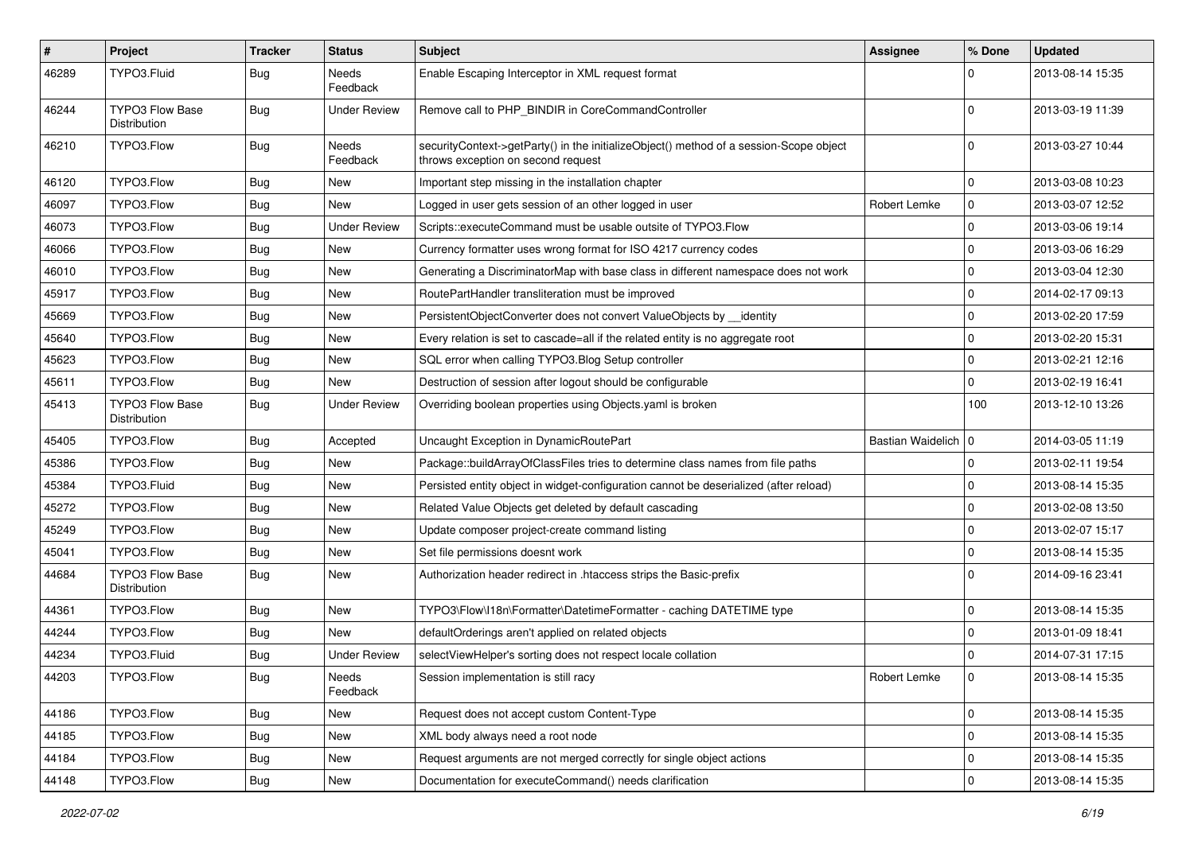| # | Project | Tracker | Status | Subject | Assignee | % Done | Updated |
|---|---|---|---|---|---|---|---|
| 46289 | TYPO3.Fluid | Bug | Needs Feedback | Enable Escaping Interceptor in XML request format | | 0 | 2013-08-14 15:35 |
| 46244 | TYPO3 Flow Base Distribution | Bug | Under Review | Remove call to PHP_BINDIR in CoreCommandController | | 0 | 2013-03-19 11:39 |
| 46210 | TYPO3.Flow | Bug | Needs Feedback | securityContext->getParty() in the initializeObject() method of a session-Scope object throws exception on second request | | 0 | 2013-03-27 10:44 |
| 46120 | TYPO3.Flow | Bug | New | Important step missing in the installation chapter | | 0 | 2013-03-08 10:23 |
| 46097 | TYPO3.Flow | Bug | New | Logged in user gets session of an other logged in user | Robert Lemke | 0 | 2013-03-07 12:52 |
| 46073 | TYPO3.Flow | Bug | Under Review | Scripts::executeCommand must be usable outsite of TYPO3.Flow | | 0 | 2013-03-06 19:14 |
| 46066 | TYPO3.Flow | Bug | New | Currency formatter uses wrong format for ISO 4217 currency codes | | 0 | 2013-03-06 16:29 |
| 46010 | TYPO3.Flow | Bug | New | Generating a DiscriminatorMap with base class in different namespace does not work | | 0 | 2013-03-04 12:30 |
| 45917 | TYPO3.Flow | Bug | New | RoutePartHandler transliteration must be improved | | 0 | 2014-02-17 09:13 |
| 45669 | TYPO3.Flow | Bug | New | PersistentObjectConverter does not convert ValueObjects by __identity | | 0 | 2013-02-20 17:59 |
| 45640 | TYPO3.Flow | Bug | New | Every relation is set to cascade=all if the related entity is no aggregate root | | 0 | 2013-02-20 15:31 |
| 45623 | TYPO3.Flow | Bug | New | SQL error when calling TYPO3.Blog Setup controller | | 0 | 2013-02-21 12:16 |
| 45611 | TYPO3.Flow | Bug | New | Destruction of session after logout should be configurable | | 0 | 2013-02-19 16:41 |
| 45413 | TYPO3 Flow Base Distribution | Bug | Under Review | Overriding boolean properties using Objects.yaml is broken | | 100 | 2013-12-10 13:26 |
| 45405 | TYPO3.Flow | Bug | Accepted | Uncaught Exception in DynamicRoutePart | Bastian Waidelich | 0 | 2014-03-05 11:19 |
| 45386 | TYPO3.Flow | Bug | New | Package::buildArrayOfClassFiles tries to determine class names from file paths | | 0 | 2013-02-11 19:54 |
| 45384 | TYPO3.Fluid | Bug | New | Persisted entity object in widget-configuration cannot be deserialized (after reload) | | 0 | 2013-08-14 15:35 |
| 45272 | TYPO3.Flow | Bug | New | Related Value Objects get deleted by default cascading | | 0 | 2013-02-08 13:50 |
| 45249 | TYPO3.Flow | Bug | New | Update composer project-create command listing | | 0 | 2013-02-07 15:17 |
| 45041 | TYPO3.Flow | Bug | New | Set file permissions doesnt work | | 0 | 2013-08-14 15:35 |
| 44684 | TYPO3 Flow Base Distribution | Bug | New | Authorization header redirect in .htaccess strips the Basic-prefix | | 0 | 2014-09-16 23:41 |
| 44361 | TYPO3.Flow | Bug | New | TYPO3\Flow\I18n\Formatter\DatetimeFormatter - caching DATETIME type | | 0 | 2013-08-14 15:35 |
| 44244 | TYPO3.Flow | Bug | New | defaultOrderings aren't applied on related objects | | 0 | 2013-01-09 18:41 |
| 44234 | TYPO3.Fluid | Bug | Under Review | selectViewHelper's sorting does not respect locale collation | | 0 | 2014-07-31 17:15 |
| 44203 | TYPO3.Flow | Bug | Needs Feedback | Session implementation is still racy | Robert Lemke | 0 | 2013-08-14 15:35 |
| 44186 | TYPO3.Flow | Bug | New | Request does not accept custom Content-Type | | 0 | 2013-08-14 15:35 |
| 44185 | TYPO3.Flow | Bug | New | XML body always need a root node | | 0 | 2013-08-14 15:35 |
| 44184 | TYPO3.Flow | Bug | New | Request arguments are not merged correctly for single object actions | | 0 | 2013-08-14 15:35 |
| 44148 | TYPO3.Flow | Bug | New | Documentation for executeCommand() needs clarification | | 0 | 2013-08-14 15:35 |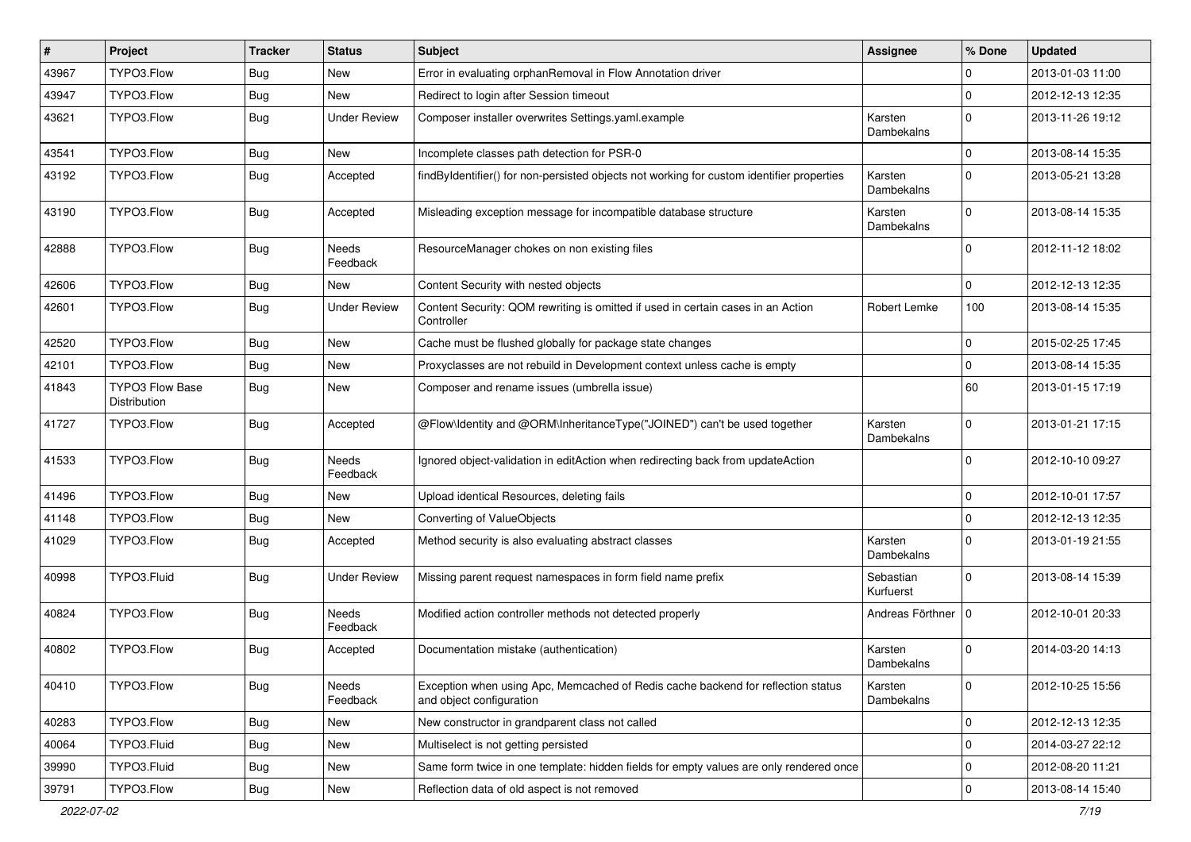| # | Project | Tracker | Status | Subject | Assignee | % Done | Updated |
|---|---|---|---|---|---|---|---|
| 43967 | TYPO3.Flow | Bug | New | Error in evaluating orphanRemoval in Flow Annotation driver | | 0 | 2013-01-03 11:00 |
| 43947 | TYPO3.Flow | Bug | New | Redirect to login after Session timeout | | 0 | 2012-12-13 12:35 |
| 43621 | TYPO3.Flow | Bug | Under Review | Composer installer overwrites Settings.yaml.example | Karsten Dambekalns | 0 | 2013-11-26 19:12 |
| 43541 | TYPO3.Flow | Bug | New | Incomplete classes path detection for PSR-0 | | 0 | 2013-08-14 15:35 |
| 43192 | TYPO3.Flow | Bug | Accepted | findByIdentifier() for non-persisted objects not working for custom identifier properties | Karsten Dambekalns | 0 | 2013-05-21 13:28 |
| 43190 | TYPO3.Flow | Bug | Accepted | Misleading exception message for incompatible database structure | Karsten Dambekalns | 0 | 2013-08-14 15:35 |
| 42888 | TYPO3.Flow | Bug | Needs Feedback | ResourceManager chokes on non existing files | | 0 | 2012-11-12 18:02 |
| 42606 | TYPO3.Flow | Bug | New | Content Security with nested objects | | 0 | 2012-12-13 12:35 |
| 42601 | TYPO3.Flow | Bug | Under Review | Content Security: QOM rewriting is omitted if used in certain cases in an Action Controller | Robert Lemke | 100 | 2013-08-14 15:35 |
| 42520 | TYPO3.Flow | Bug | New | Cache must be flushed globally for package state changes | | 0 | 2015-02-25 17:45 |
| 42101 | TYPO3.Flow | Bug | New | Proxyclasses are not rebuild in Development context unless cache is empty | | 0 | 2013-08-14 15:35 |
| 41843 | TYPO3 Flow Base Distribution | Bug | New | Composer and rename issues (umbrella issue) | | 60 | 2013-01-15 17:19 |
| 41727 | TYPO3.Flow | Bug | Accepted | @Flow\Identity and @ORM\InheritanceType("JOINED") can't be used together | Karsten Dambekalns | 0 | 2013-01-21 17:15 |
| 41533 | TYPO3.Flow | Bug | Needs Feedback | Ignored object-validation in editAction when redirecting back from updateAction | | 0 | 2012-10-10 09:27 |
| 41496 | TYPO3.Flow | Bug | New | Upload identical Resources, deleting fails | | 0 | 2012-10-01 17:57 |
| 41148 | TYPO3.Flow | Bug | New | Converting of ValueObjects | | 0 | 2012-12-13 12:35 |
| 41029 | TYPO3.Flow | Bug | Accepted | Method security is also evaluating abstract classes | Karsten Dambekalns | 0 | 2013-01-19 21:55 |
| 40998 | TYPO3.Fluid | Bug | Under Review | Missing parent request namespaces in form field name prefix | Sebastian Kurfuerst | 0 | 2013-08-14 15:39 |
| 40824 | TYPO3.Flow | Bug | Needs Feedback | Modified action controller methods not detected properly | Andreas Förthner | 0 | 2012-10-01 20:33 |
| 40802 | TYPO3.Flow | Bug | Accepted | Documentation mistake (authentication) | Karsten Dambekalns | 0 | 2014-03-20 14:13 |
| 40410 | TYPO3.Flow | Bug | Needs Feedback | Exception when using Apc, Memcached of Redis cache backend for reflection status and object configuration | Karsten Dambekalns | 0 | 2012-10-25 15:56 |
| 40283 | TYPO3.Flow | Bug | New | New constructor in grandparent class not called | | 0 | 2012-12-13 12:35 |
| 40064 | TYPO3.Fluid | Bug | New | Multiselect is not getting persisted | | 0 | 2014-03-27 22:12 |
| 39990 | TYPO3.Fluid | Bug | New | Same form twice in one template: hidden fields for empty values are only rendered once | | 0 | 2012-08-20 11:21 |
| 39791 | TYPO3.Flow | Bug | New | Reflection data of old aspect is not removed | | 0 | 2013-08-14 15:40 |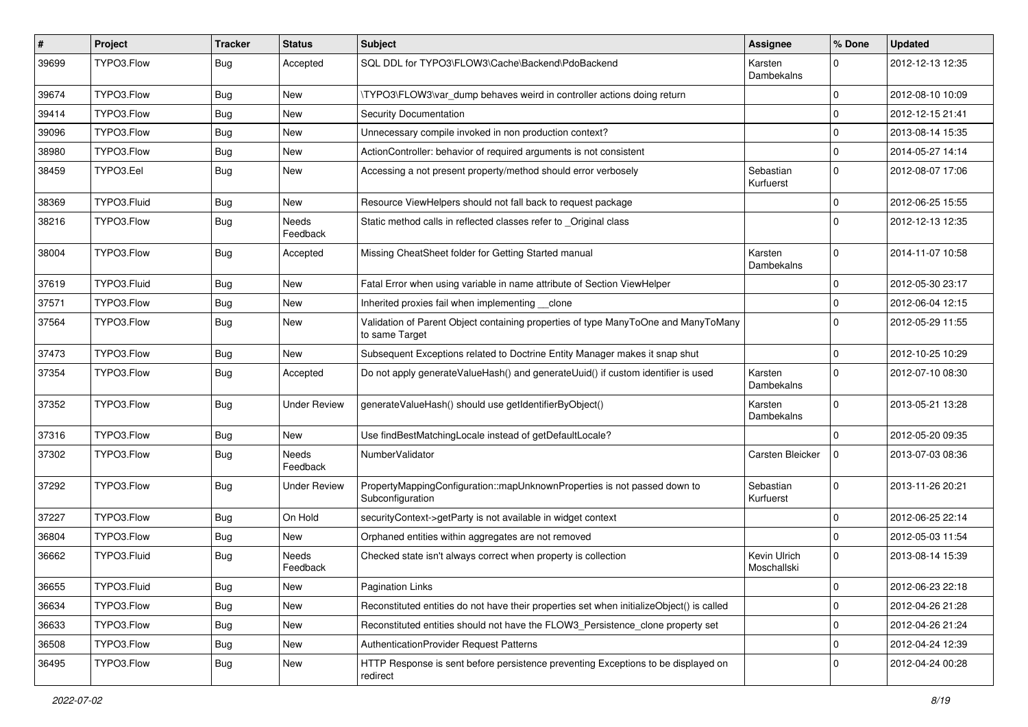| # | Project | Tracker | Status | Subject | Assignee | % Done | Updated |
|---|---|---|---|---|---|---|---|
| 39699 | TYPO3.Flow | Bug | Accepted | SQL DDL for TYPO3\FLOW3\Cache\Backend\PdoBackend | Karsten Dambekalns | 0 | 2012-12-13 12:35 |
| 39674 | TYPO3.Flow | Bug | New | \TYPO3\FLOW3\var_dump behaves weird in controller actions doing return | | 0 | 2012-08-10 10:09 |
| 39414 | TYPO3.Flow | Bug | New | Security Documentation | | 0 | 2012-12-15 21:41 |
| 39096 | TYPO3.Flow | Bug | New | Unnecessary compile invoked in non production context? | | 0 | 2013-08-14 15:35 |
| 38980 | TYPO3.Flow | Bug | New | ActionController: behavior of required arguments is not consistent | | 0 | 2014-05-27 14:14 |
| 38459 | TYPO3.Eel | Bug | New | Accessing a not present property/method should error verbosely | Sebastian Kurfuerst | 0 | 2012-08-07 17:06 |
| 38369 | TYPO3.Fluid | Bug | New | Resource ViewHelpers should not fall back to request package | | 0 | 2012-06-25 15:55 |
| 38216 | TYPO3.Flow | Bug | Needs Feedback | Static method calls in reflected classes refer to _Original class | | 0 | 2012-12-13 12:35 |
| 38004 | TYPO3.Flow | Bug | Accepted | Missing CheatSheet folder for Getting Started manual | Karsten Dambekalns | 0 | 2014-11-07 10:58 |
| 37619 | TYPO3.Fluid | Bug | New | Fatal Error when using variable in name attribute of Section ViewHelper | | 0 | 2012-05-30 23:17 |
| 37571 | TYPO3.Flow | Bug | New | Inherited proxies fail when implementing __clone | | 0 | 2012-06-04 12:15 |
| 37564 | TYPO3.Flow | Bug | New | Validation of Parent Object containing properties of type ManyToOne and ManyToMany to same Target | | 0 | 2012-05-29 11:55 |
| 37473 | TYPO3.Flow | Bug | New | Subsequent Exceptions related to Doctrine Entity Manager makes it snap shut | | 0 | 2012-10-25 10:29 |
| 37354 | TYPO3.Flow | Bug | Accepted | Do not apply generateValueHash() and generateUuid() if custom identifier is used | Karsten Dambekalns | 0 | 2012-07-10 08:30 |
| 37352 | TYPO3.Flow | Bug | Under Review | generateValueHash() should use getIdentifierByObject() | Karsten Dambekalns | 0 | 2013-05-21 13:28 |
| 37316 | TYPO3.Flow | Bug | New | Use findBestMatchingLocale instead of getDefaultLocale? | | 0 | 2012-05-20 09:35 |
| 37302 | TYPO3.Flow | Bug | Needs Feedback | NumberValidator | Carsten Bleicker | 0 | 2013-07-03 08:36 |
| 37292 | TYPO3.Flow | Bug | Under Review | PropertyMappingConfiguration::mapUnknownProperties is not passed down to Subconfiguration | Sebastian Kurfuerst | 0 | 2013-11-26 20:21 |
| 37227 | TYPO3.Flow | Bug | On Hold | securityContext->getParty is not available in widget context | | 0 | 2012-06-25 22:14 |
| 36804 | TYPO3.Flow | Bug | New | Orphaned entities within aggregates are not removed | | 0 | 2012-05-03 11:54 |
| 36662 | TYPO3.Fluid | Bug | Needs Feedback | Checked state isn't always correct when property is collection | Kevin Ulrich Moschallski | 0 | 2013-08-14 15:39 |
| 36655 | TYPO3.Fluid | Bug | New | Pagination Links | | 0 | 2012-06-23 22:18 |
| 36634 | TYPO3.Flow | Bug | New | Reconstituted entities do not have their properties set when initializeObject() is called | | 0 | 2012-04-26 21:28 |
| 36633 | TYPO3.Flow | Bug | New | Reconstituted entities should not have the FLOW3_Persistence_clone property set | | 0 | 2012-04-26 21:24 |
| 36508 | TYPO3.Flow | Bug | New | AuthenticationProvider Request Patterns | | 0 | 2012-04-24 12:39 |
| 36495 | TYPO3.Flow | Bug | New | HTTP Response is sent before persistence preventing Exceptions to be displayed on redirect | | 0 | 2012-04-24 00:28 |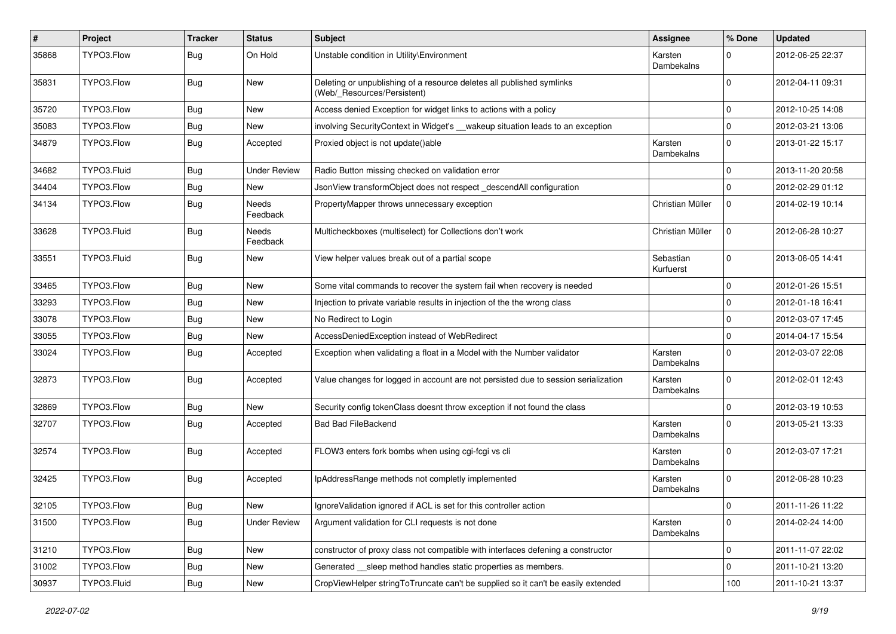| # | Project | Tracker | Status | Subject | Assignee | % Done | Updated |
|---|---|---|---|---|---|---|---|
| 35868 | TYPO3.Flow | Bug | On Hold | Unstable condition in Utility\Environment | Karsten Dambekalns | 0 | 2012-06-25 22:37 |
| 35831 | TYPO3.Flow | Bug | New | Deleting or unpublishing of a resource deletes all published symlinks (Web/_Resources/Persistent) | | 0 | 2012-04-11 09:31 |
| 35720 | TYPO3.Flow | Bug | New | Access denied Exception for widget links to actions with a policy | | 0 | 2012-10-25 14:08 |
| 35083 | TYPO3.Flow | Bug | New | involving SecurityContext in Widget's __wakeup situation leads to an exception | | 0 | 2012-03-21 13:06 |
| 34879 | TYPO3.Flow | Bug | Accepted | Proxied object is not update()able | Karsten Dambekalns | 0 | 2013-01-22 15:17 |
| 34682 | TYPO3.Fluid | Bug | Under Review | Radio Button missing checked on validation error | | 0 | 2013-11-20 20:58 |
| 34404 | TYPO3.Flow | Bug | New | JsonView transformObject does not respect _descendAll configuration | | 0 | 2012-02-29 01:12 |
| 34134 | TYPO3.Flow | Bug | Needs Feedback | PropertyMapper throws unnecessary exception | Christian Müller | 0 | 2014-02-19 10:14 |
| 33628 | TYPO3.Fluid | Bug | Needs Feedback | Multicheckboxes (multiselect) for Collections don't work | Christian Müller | 0 | 2012-06-28 10:27 |
| 33551 | TYPO3.Fluid | Bug | New | View helper values break out of a partial scope | Sebastian Kurfuerst | 0 | 2013-06-05 14:41 |
| 33465 | TYPO3.Flow | Bug | New | Some vital commands to recover the system fail when recovery is needed | | 0 | 2012-01-26 15:51 |
| 33293 | TYPO3.Flow | Bug | New | Injection to private variable results in injection of the the wrong class | | 0 | 2012-01-18 16:41 |
| 33078 | TYPO3.Flow | Bug | New | No Redirect to Login | | 0 | 2012-03-07 17:45 |
| 33055 | TYPO3.Flow | Bug | New | AccessDeniedException instead of WebRedirect | | 0 | 2014-04-17 15:54 |
| 33024 | TYPO3.Flow | Bug | Accepted | Exception when validating a float in a Model with the Number validator | Karsten Dambekalns | 0 | 2012-03-07 22:08 |
| 32873 | TYPO3.Flow | Bug | Accepted | Value changes for logged in account are not persisted due to session serialization | Karsten Dambekalns | 0 | 2012-02-01 12:43 |
| 32869 | TYPO3.Flow | Bug | New | Security config tokenClass doesnt throw exception if not found the class | | 0 | 2012-03-19 10:53 |
| 32707 | TYPO3.Flow | Bug | Accepted | Bad Bad FileBackend | Karsten Dambekalns | 0 | 2013-05-21 13:33 |
| 32574 | TYPO3.Flow | Bug | Accepted | FLOW3 enters fork bombs when using cgi-fcgi vs cli | Karsten Dambekalns | 0 | 2012-03-07 17:21 |
| 32425 | TYPO3.Flow | Bug | Accepted | IpAddressRange methods not completly implemented | Karsten Dambekalns | 0 | 2012-06-28 10:23 |
| 32105 | TYPO3.Flow | Bug | New | IgnoreValidation ignored if ACL is set for this controller action | | 0 | 2011-11-26 11:22 |
| 31500 | TYPO3.Flow | Bug | Under Review | Argument validation for CLI requests is not done | Karsten Dambekalns | 0 | 2014-02-24 14:00 |
| 31210 | TYPO3.Flow | Bug | New | constructor of proxy class not compatible with interfaces defening a constructor | | 0 | 2011-11-07 22:02 |
| 31002 | TYPO3.Flow | Bug | New | Generated __sleep method handles static properties as members. | | 0 | 2011-10-21 13:20 |
| 30937 | TYPO3.Fluid | Bug | New | CropViewHelper stringToTruncate can't be supplied so it can't be easily extended | | 100 | 2011-10-21 13:37 |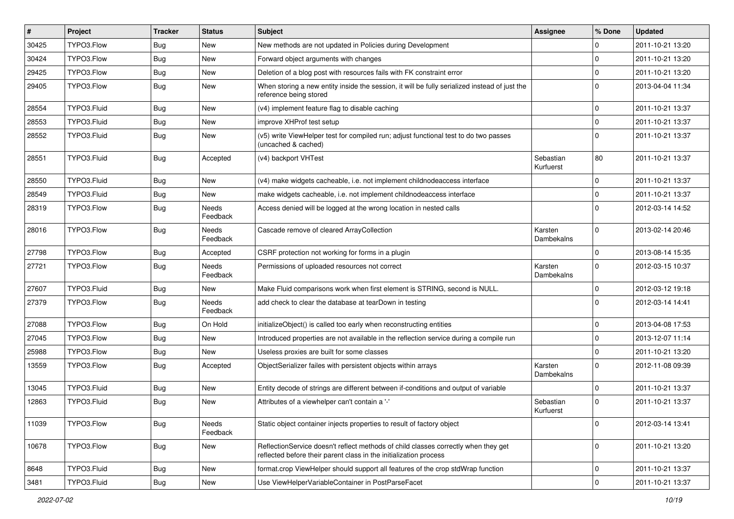| # | Project | Tracker | Status | Subject | Assignee | % Done | Updated |
|---|---|---|---|---|---|---|---|
| 30425 | TYPO3.Flow | Bug | New | New methods are not updated in Policies during Development | | 0 | 2011-10-21 13:20 |
| 30424 | TYPO3.Flow | Bug | New | Forward object arguments with changes | | 0 | 2011-10-21 13:20 |
| 29425 | TYPO3.Flow | Bug | New | Deletion of a blog post with resources fails with FK constraint error | | 0 | 2011-10-21 13:20 |
| 29405 | TYPO3.Flow | Bug | New | When storing a new entity inside the session, it will be fully serialized instead of just the reference being stored | | 0 | 2013-04-04 11:34 |
| 28554 | TYPO3.Fluid | Bug | New | (v4) implement feature flag to disable caching | | 0 | 2011-10-21 13:37 |
| 28553 | TYPO3.Fluid | Bug | New | improve XHProf test setup | | 0 | 2011-10-21 13:37 |
| 28552 | TYPO3.Fluid | Bug | New | (v5) write ViewHelper test for compiled run; adjust functional test to do two passes (uncached & cached) | | 0 | 2011-10-21 13:37 |
| 28551 | TYPO3.Fluid | Bug | Accepted | (v4) backport VHTest | Sebastian Kurfuerst | 80 | 2011-10-21 13:37 |
| 28550 | TYPO3.Fluid | Bug | New | (v4) make widgets cacheable, i.e. not implement childnodeaccess interface | | 0 | 2011-10-21 13:37 |
| 28549 | TYPO3.Fluid | Bug | New | make widgets cacheable, i.e. not implement childnodeaccess interface | | 0 | 2011-10-21 13:37 |
| 28319 | TYPO3.Flow | Bug | Needs Feedback | Access denied will be logged at the wrong location in nested calls | | 0 | 2012-03-14 14:52 |
| 28016 | TYPO3.Flow | Bug | Needs Feedback | Cascade remove of cleared ArrayCollection | Karsten Dambekalns | 0 | 2013-02-14 20:46 |
| 27798 | TYPO3.Flow | Bug | Accepted | CSRF protection not working for forms in a plugin | | 0 | 2013-08-14 15:35 |
| 27721 | TYPO3.Flow | Bug | Needs Feedback | Permissions of uploaded resources not correct | Karsten Dambekalns | 0 | 2012-03-15 10:37 |
| 27607 | TYPO3.Fluid | Bug | New | Make Fluid comparisons work when first element is STRING, second is NULL. | | 0 | 2012-03-12 19:18 |
| 27379 | TYPO3.Flow | Bug | Needs Feedback | add check to clear the database at tearDown in testing | | 0 | 2012-03-14 14:41 |
| 27088 | TYPO3.Flow | Bug | On Hold | initializeObject() is called too early when reconstructing entities | | 0 | 2013-04-08 17:53 |
| 27045 | TYPO3.Flow | Bug | New | Introduced properties are not available in the reflection service during a compile run | | 0 | 2013-12-07 11:14 |
| 25988 | TYPO3.Flow | Bug | New | Useless proxies are built for some classes | | 0 | 2011-10-21 13:20 |
| 13559 | TYPO3.Flow | Bug | Accepted | ObjectSerializer failes with persistent objects within arrays | Karsten Dambekalns | 0 | 2012-11-08 09:39 |
| 13045 | TYPO3.Fluid | Bug | New | Entity decode of strings are different between if-conditions and output of variable | | 0 | 2011-10-21 13:37 |
| 12863 | TYPO3.Fluid | Bug | New | Attributes of a viewhelper can't contain a '-' | Sebastian Kurfuerst | 0 | 2011-10-21 13:37 |
| 11039 | TYPO3.Flow | Bug | Needs Feedback | Static object container injects properties to result of factory object | | 0 | 2012-03-14 13:41 |
| 10678 | TYPO3.Flow | Bug | New | ReflectionService doesn't reflect methods of child classes correctly when they get reflected before their parent class in the initialization process | | 0 | 2011-10-21 13:20 |
| 8648 | TYPO3.Fluid | Bug | New | format.crop ViewHelper should support all features of the crop stdWrap function | | 0 | 2011-10-21 13:37 |
| 3481 | TYPO3.Fluid | Bug | New | Use ViewHelperVariableContainer in PostParseFacet | | 0 | 2011-10-21 13:37 |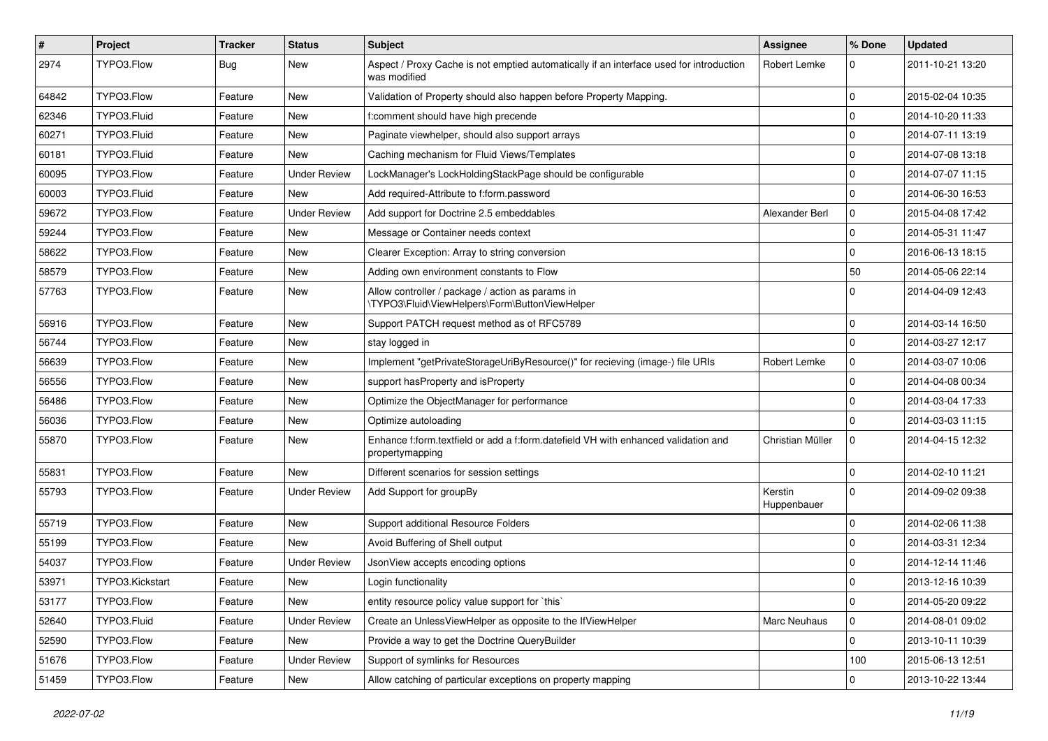| # | Project | Tracker | Status | Subject | Assignee | % Done | Updated |
|---|---|---|---|---|---|---|---|
| 2974 | TYPO3.Flow | Bug | New | Aspect / Proxy Cache is not emptied automatically if an interface used for introduction was modified | Robert Lemke | 0 | 2011-10-21 13:20 |
| 64842 | TYPO3.Flow | Feature | New | Validation of Property should also happen before Property Mapping. | | 0 | 2015-02-04 10:35 |
| 62346 | TYPO3.Fluid | Feature | New | f:comment should have high precende | | 0 | 2014-10-20 11:33 |
| 60271 | TYPO3.Fluid | Feature | New | Paginate viewhelper, should also support arrays | | 0 | 2014-07-11 13:19 |
| 60181 | TYPO3.Fluid | Feature | New | Caching mechanism for Fluid Views/Templates | | 0 | 2014-07-08 13:18 |
| 60095 | TYPO3.Flow | Feature | Under Review | LockManager's LockHoldingStackPage should be configurable | | 0 | 2014-07-07 11:15 |
| 60003 | TYPO3.Fluid | Feature | New | Add required-Attribute to f:form.password | | 0 | 2014-06-30 16:53 |
| 59672 | TYPO3.Flow | Feature | Under Review | Add support for Doctrine 2.5 embeddables | Alexander Berl | 0 | 2015-04-08 17:42 |
| 59244 | TYPO3.Flow | Feature | New | Message or Container needs context | | 0 | 2014-05-31 11:47 |
| 58622 | TYPO3.Flow | Feature | New | Clearer Exception: Array to string conversion | | 0 | 2016-06-13 18:15 |
| 58579 | TYPO3.Flow | Feature | New | Adding own environment constants to Flow | | 50 | 2014-05-06 22:14 |
| 57763 | TYPO3.Flow | Feature | New | Allow controller / package / action as params in \TYPO3\Fluid\ViewHelpers\Form\ButtonViewHelper | | 0 | 2014-04-09 12:43 |
| 56916 | TYPO3.Flow | Feature | New | Support PATCH request method as of RFC5789 | | 0 | 2014-03-14 16:50 |
| 56744 | TYPO3.Flow | Feature | New | stay logged in | | 0 | 2014-03-27 12:17 |
| 56639 | TYPO3.Flow | Feature | New | Implement "getPrivateStorageUriByResource()" for recieving (image-) file URIs | Robert Lemke | 0 | 2014-03-07 10:06 |
| 56556 | TYPO3.Flow | Feature | New | support hasProperty and isProperty | | 0 | 2014-04-08 00:34 |
| 56486 | TYPO3.Flow | Feature | New | Optimize the ObjectManager for performance | | 0 | 2014-03-04 17:33 |
| 56036 | TYPO3.Flow | Feature | New | Optimize autoloading | | 0 | 2014-03-03 11:15 |
| 55870 | TYPO3.Flow | Feature | New | Enhance f:form.textfield or add a f:form.datefield VH with enhanced validation and propertymapping | Christian Müller | 0 | 2014-04-15 12:32 |
| 55831 | TYPO3.Flow | Feature | New | Different scenarios for session settings | | 0 | 2014-02-10 11:21 |
| 55793 | TYPO3.Flow | Feature | Under Review | Add Support for groupBy | Kerstin Huppenbauer | 0 | 2014-09-02 09:38 |
| 55719 | TYPO3.Flow | Feature | New | Support additional Resource Folders | | 0 | 2014-02-06 11:38 |
| 55199 | TYPO3.Flow | Feature | New | Avoid Buffering of Shell output | | 0 | 2014-03-31 12:34 |
| 54037 | TYPO3.Flow | Feature | Under Review | JsonView accepts encoding options | | 0 | 2014-12-14 11:46 |
| 53971 | TYPO3.Kickstart | Feature | New | Login functionality | | 0 | 2013-12-16 10:39 |
| 53177 | TYPO3.Flow | Feature | New | entity resource policy value support for `this` | | 0 | 2014-05-20 09:22 |
| 52640 | TYPO3.Fluid | Feature | Under Review | Create an UnlessViewHelper as opposite to the IfViewHelper | Marc Neuhaus | 0 | 2014-08-01 09:02 |
| 52590 | TYPO3.Flow | Feature | New | Provide a way to get the Doctrine QueryBuilder | | 0 | 2013-10-11 10:39 |
| 51676 | TYPO3.Flow | Feature | Under Review | Support of symlinks for Resources | | 100 | 2015-06-13 12:51 |
| 51459 | TYPO3.Flow | Feature | New | Allow catching of particular exceptions on property mapping | | 0 | 2013-10-22 13:44 |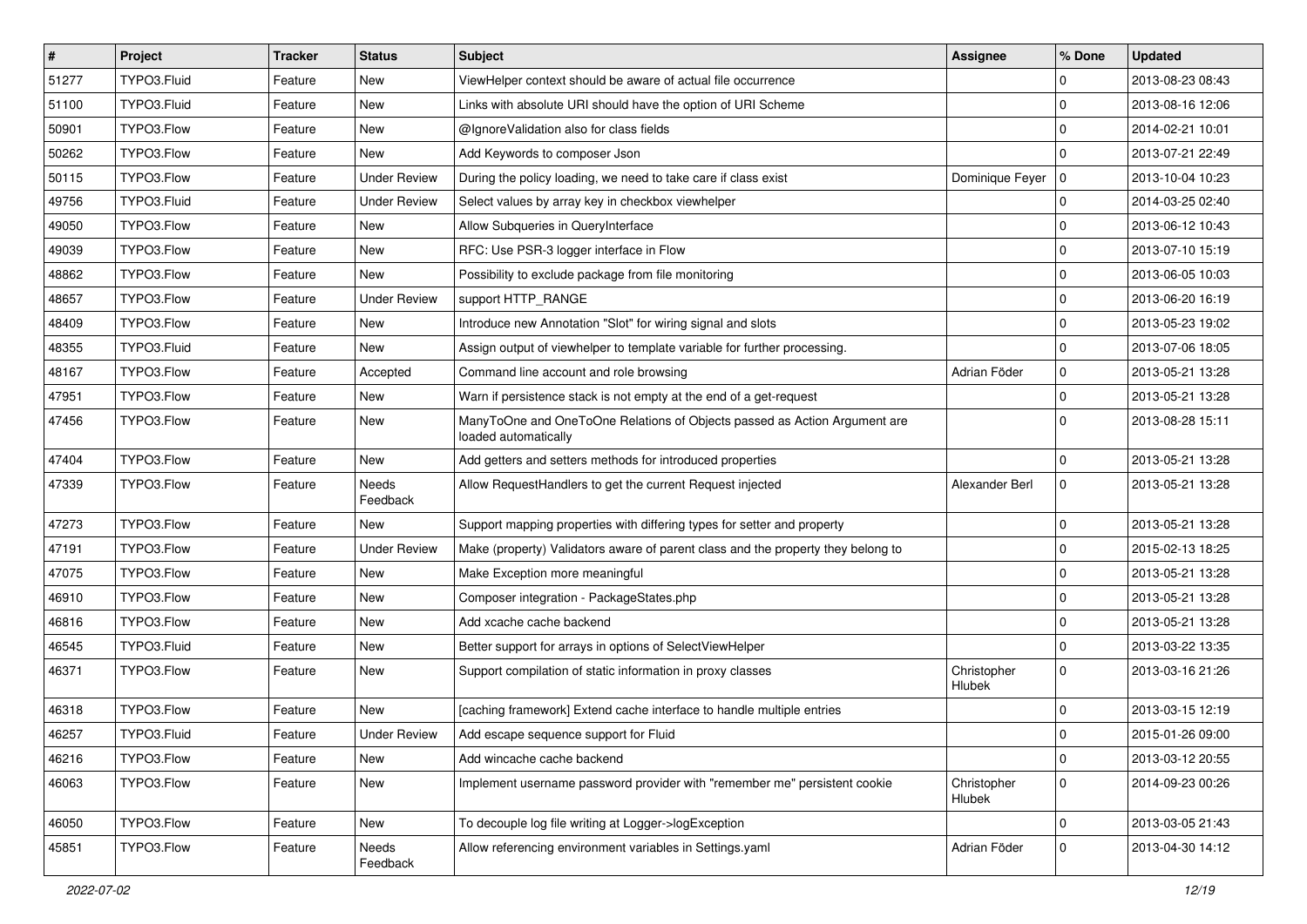| # | Project | Tracker | Status | Subject | Assignee | % Done | Updated |
|---|---|---|---|---|---|---|---|
| 51277 | TYPO3.Fluid | Feature | New | ViewHelper context should be aware of actual file occurrence | | 0 | 2013-08-23 08:43 |
| 51100 | TYPO3.Fluid | Feature | New | Links with absolute URI should have the option of URI Scheme | | 0 | 2013-08-16 12:06 |
| 50901 | TYPO3.Flow | Feature | New | @IgnoreValidation also for class fields | | 0 | 2014-02-21 10:01 |
| 50262 | TYPO3.Flow | Feature | New | Add Keywords to composer Json | | 0 | 2013-07-21 22:49 |
| 50115 | TYPO3.Flow | Feature | Under Review | During the policy loading, we need to take care if class exist | Dominique Feyer | 0 | 2013-10-04 10:23 |
| 49756 | TYPO3.Fluid | Feature | Under Review | Select values by array key in checkbox viewhelper | | 0 | 2014-03-25 02:40 |
| 49050 | TYPO3.Flow | Feature | New | Allow Subqueries in QueryInterface | | 0 | 2013-06-12 10:43 |
| 49039 | TYPO3.Flow | Feature | New | RFC: Use PSR-3 logger interface in Flow | | 0 | 2013-07-10 15:19 |
| 48862 | TYPO3.Flow | Feature | New | Possibility to exclude package from file monitoring | | 0 | 2013-06-05 10:03 |
| 48657 | TYPO3.Flow | Feature | Under Review | support HTTP_RANGE | | 0 | 2013-06-20 16:19 |
| 48409 | TYPO3.Flow | Feature | New | Introduce new Annotation "Slot" for wiring signal and slots | | 0 | 2013-05-23 19:02 |
| 48355 | TYPO3.Fluid | Feature | New | Assign output of viewhelper to template variable for further processing. | | 0 | 2013-07-06 18:05 |
| 48167 | TYPO3.Flow | Feature | Accepted | Command line account and role browsing | Adrian Föder | 0 | 2013-05-21 13:28 |
| 47951 | TYPO3.Flow | Feature | New | Warn if persistence stack is not empty at the end of a get-request | | 0 | 2013-05-21 13:28 |
| 47456 | TYPO3.Flow | Feature | New | ManyToOne and OneToOne Relations of Objects passed as Action Argument are loaded automatically | | 0 | 2013-08-28 15:11 |
| 47404 | TYPO3.Flow | Feature | New | Add getters and setters methods for introduced properties | | 0 | 2013-05-21 13:28 |
| 47339 | TYPO3.Flow | Feature | Needs Feedback | Allow RequestHandlers to get the current Request injected | Alexander Berl | 0 | 2013-05-21 13:28 |
| 47273 | TYPO3.Flow | Feature | New | Support mapping properties with differing types for setter and property | | 0 | 2013-05-21 13:28 |
| 47191 | TYPO3.Flow | Feature | Under Review | Make (property) Validators aware of parent class and the property they belong to | | 0 | 2015-02-13 18:25 |
| 47075 | TYPO3.Flow | Feature | New | Make Exception more meaningful | | 0 | 2013-05-21 13:28 |
| 46910 | TYPO3.Flow | Feature | New | Composer integration - PackageStates.php | | 0 | 2013-05-21 13:28 |
| 46816 | TYPO3.Flow | Feature | New | Add xcache cache backend | | 0 | 2013-05-21 13:28 |
| 46545 | TYPO3.Fluid | Feature | New | Better support for arrays in options of SelectViewHelper | | 0 | 2013-03-22 13:35 |
| 46371 | TYPO3.Flow | Feature | New | Support compilation of static information in proxy classes | Christopher Hlubek | 0 | 2013-03-16 21:26 |
| 46318 | TYPO3.Flow | Feature | New | [caching framework] Extend cache interface to handle multiple entries | | 0 | 2013-03-15 12:19 |
| 46257 | TYPO3.Fluid | Feature | Under Review | Add escape sequence support for Fluid | | 0 | 2015-01-26 09:00 |
| 46216 | TYPO3.Flow | Feature | New | Add wincache cache backend | | 0 | 2013-03-12 20:55 |
| 46063 | TYPO3.Flow | Feature | New | Implement username password provider with "remember me" persistent cookie | Christopher Hlubek | 0 | 2014-09-23 00:26 |
| 46050 | TYPO3.Flow | Feature | New | To decouple log file writing at Logger->logException | | 0 | 2013-03-05 21:43 |
| 45851 | TYPO3.Flow | Feature | Needs Feedback | Allow referencing environment variables in Settings.yaml | Adrian Föder | 0 | 2013-04-30 14:12 |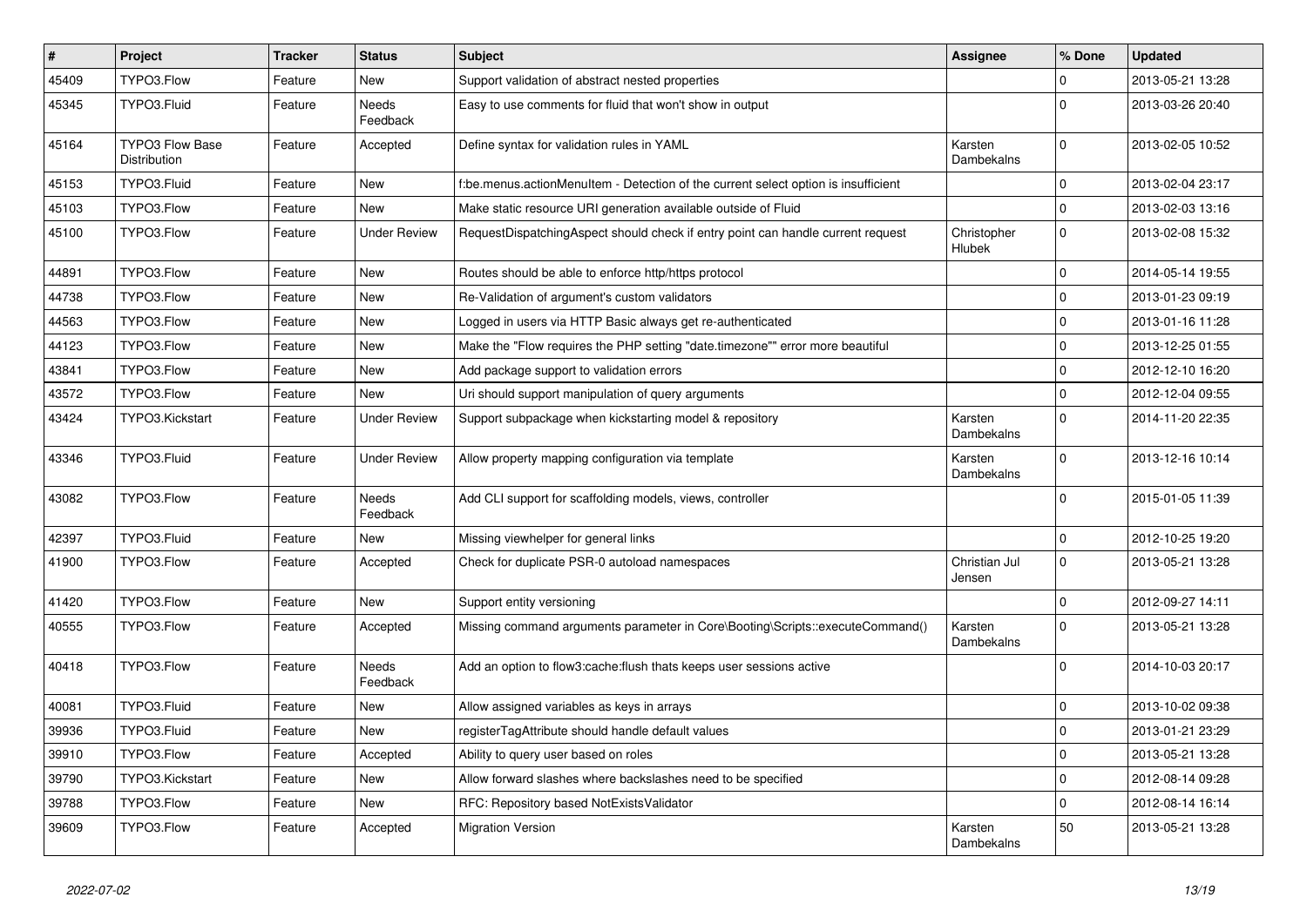| # | Project | Tracker | Status | Subject | Assignee | % Done | Updated |
|---|---|---|---|---|---|---|---|
| 45409 | TYPO3.Flow | Feature | New | Support validation of abstract nested properties | | 0 | 2013-05-21 13:28 |
| 45345 | TYPO3.Fluid | Feature | Needs Feedback | Easy to use comments for fluid that won't show in output | | 0 | 2013-03-26 20:40 |
| 45164 | TYPO3 Flow Base Distribution | Feature | Accepted | Define syntax for validation rules in YAML | Karsten Dambekalns | 0 | 2013-02-05 10:52 |
| 45153 | TYPO3.Fluid | Feature | New | f:be.menus.actionMenuItem - Detection of the current select option is insufficient | | 0 | 2013-02-04 23:17 |
| 45103 | TYPO3.Flow | Feature | New | Make static resource URI generation available outside of Fluid | | 0 | 2013-02-03 13:16 |
| 45100 | TYPO3.Flow | Feature | Under Review | RequestDispatchingAspect should check if entry point can handle current request | Christopher Hlubek | 0 | 2013-02-08 15:32 |
| 44891 | TYPO3.Flow | Feature | New | Routes should be able to enforce http/https protocol | | 0 | 2014-05-14 19:55 |
| 44738 | TYPO3.Flow | Feature | New | Re-Validation of argument's custom validators | | 0 | 2013-01-23 09:19 |
| 44563 | TYPO3.Flow | Feature | New | Logged in users via HTTP Basic always get re-authenticated | | 0 | 2013-01-16 11:28 |
| 44123 | TYPO3.Flow | Feature | New | Make the "Flow requires the PHP setting "date.timezone"" error more beautiful | | 0 | 2013-12-25 01:55 |
| 43841 | TYPO3.Flow | Feature | New | Add package support to validation errors | | 0 | 2012-12-10 16:20 |
| 43572 | TYPO3.Flow | Feature | New | Uri should support manipulation of query arguments | | 0 | 2012-12-04 09:55 |
| 43424 | TYPO3.Kickstart | Feature | Under Review | Support subpackage when kickstarting model & repository | Karsten Dambekalns | 0 | 2014-11-20 22:35 |
| 43346 | TYPO3.Fluid | Feature | Under Review | Allow property mapping configuration via template | Karsten Dambekalns | 0 | 2013-12-16 10:14 |
| 43082 | TYPO3.Flow | Feature | Needs Feedback | Add CLI support for scaffolding models, views, controller | | 0 | 2015-01-05 11:39 |
| 42397 | TYPO3.Fluid | Feature | New | Missing viewhelper for general links | | 0 | 2012-10-25 19:20 |
| 41900 | TYPO3.Flow | Feature | Accepted | Check for duplicate PSR-0 autoload namespaces | Christian Jul Jensen | 0 | 2013-05-21 13:28 |
| 41420 | TYPO3.Flow | Feature | New | Support entity versioning | | 0 | 2012-09-27 14:11 |
| 40555 | TYPO3.Flow | Feature | Accepted | Missing command arguments parameter in Core\Booting\Scripts::executeCommand() | Karsten Dambekalns | 0 | 2013-05-21 13:28 |
| 40418 | TYPO3.Flow | Feature | Needs Feedback | Add an option to flow3:cache:flush thats keeps user sessions active | | 0 | 2014-10-03 20:17 |
| 40081 | TYPO3.Fluid | Feature | New | Allow assigned variables as keys in arrays | | 0 | 2013-10-02 09:38 |
| 39936 | TYPO3.Fluid | Feature | New | registerTagAttribute should handle default values | | 0 | 2013-01-21 23:29 |
| 39910 | TYPO3.Flow | Feature | Accepted | Ability to query user based on roles | | 0 | 2013-05-21 13:28 |
| 39790 | TYPO3.Kickstart | Feature | New | Allow forward slashes where backslashes need to be specified | | 0 | 2012-08-14 09:28 |
| 39788 | TYPO3.Flow | Feature | New | RFC: Repository based NotExistsValidator | | 0 | 2012-08-14 16:14 |
| 39609 | TYPO3.Flow | Feature | Accepted | Migration Version | Karsten Dambekalns | 50 | 2013-05-21 13:28 |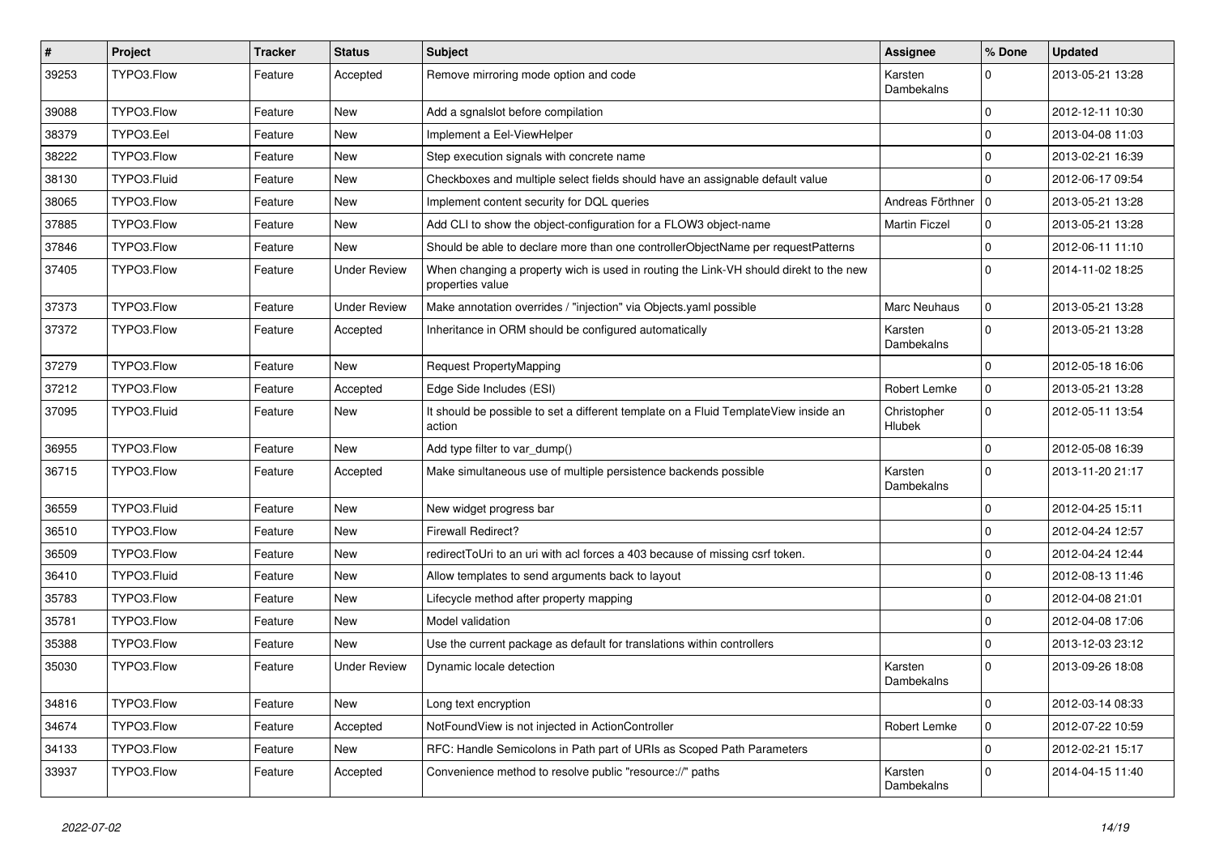| # | Project | Tracker | Status | Subject | Assignee | % Done | Updated |
| --- | --- | --- | --- | --- | --- | --- | --- |
| 39253 | TYPO3.Flow | Feature | Accepted | Remove mirroring mode option and code | Karsten Dambekalns | 0 | 2013-05-21 13:28 |
| 39088 | TYPO3.Flow | Feature | New | Add a sgnalslot before compilation | | 0 | 2012-12-11 10:30 |
| 38379 | TYPO3.Eel | Feature | New | Implement a Eel-ViewHelper | | 0 | 2013-04-08 11:03 |
| 38222 | TYPO3.Flow | Feature | New | Step execution signals with concrete name | | 0 | 2013-02-21 16:39 |
| 38130 | TYPO3.Fluid | Feature | New | Checkboxes and multiple select fields should have an assignable default value | | 0 | 2012-06-17 09:54 |
| 38065 | TYPO3.Flow | Feature | New | Implement content security for DQL queries | Andreas Förthner | 0 | 2013-05-21 13:28 |
| 37885 | TYPO3.Flow | Feature | New | Add CLI to show the object-configuration for a FLOW3 object-name | Martin Ficzel | 0 | 2013-05-21 13:28 |
| 37846 | TYPO3.Flow | Feature | New | Should be able to declare more than one controllerObjectName per requestPatterns | | 0 | 2012-06-11 11:10 |
| 37405 | TYPO3.Flow | Feature | Under Review | When changing a property wich is used in routing the Link-VH should direkt to the new properties value | | 0 | 2014-11-02 18:25 |
| 37373 | TYPO3.Flow | Feature | Under Review | Make annotation overrides / "injection" via Objects.yaml possible | Marc Neuhaus | 0 | 2013-05-21 13:28 |
| 37372 | TYPO3.Flow | Feature | Accepted | Inheritance in ORM should be configured automatically | Karsten Dambekalns | 0 | 2013-05-21 13:28 |
| 37279 | TYPO3.Flow | Feature | New | Request PropertyMapping | | 0 | 2012-05-18 16:06 |
| 37212 | TYPO3.Flow | Feature | Accepted | Edge Side Includes (ESI) | Robert Lemke | 0 | 2013-05-21 13:28 |
| 37095 | TYPO3.Fluid | Feature | New | It should be possible to set a different template on a Fluid TemplateView inside an action | Christopher Hlubek | 0 | 2012-05-11 13:54 |
| 36955 | TYPO3.Flow | Feature | New | Add type filter to var_dump() | | 0 | 2012-05-08 16:39 |
| 36715 | TYPO3.Flow | Feature | Accepted | Make simultaneous use of multiple persistence backends possible | Karsten Dambekalns | 0 | 2013-11-20 21:17 |
| 36559 | TYPO3.Fluid | Feature | New | New widget progress bar | | 0 | 2012-04-25 15:11 |
| 36510 | TYPO3.Flow | Feature | New | Firewall Redirect? | | 0 | 2012-04-24 12:57 |
| 36509 | TYPO3.Flow | Feature | New | redirectToUri to an uri with acl forces a 403 because of missing csrf token. | | 0 | 2012-04-24 12:44 |
| 36410 | TYPO3.Fluid | Feature | New | Allow templates to send arguments back to layout | | 0 | 2012-08-13 11:46 |
| 35783 | TYPO3.Flow | Feature | New | Lifecycle method after property mapping | | 0 | 2012-04-08 21:01 |
| 35781 | TYPO3.Flow | Feature | New | Model validation | | 0 | 2012-04-08 17:06 |
| 35388 | TYPO3.Flow | Feature | New | Use the current package as default for translations within controllers | | 0 | 2013-12-03 23:12 |
| 35030 | TYPO3.Flow | Feature | Under Review | Dynamic locale detection | Karsten Dambekalns | 0 | 2013-09-26 18:08 |
| 34816 | TYPO3.Flow | Feature | New | Long text encryption | | 0 | 2012-03-14 08:33 |
| 34674 | TYPO3.Flow | Feature | Accepted | NotFoundView is not injected in ActionController | Robert Lemke | 0 | 2012-07-22 10:59 |
| 34133 | TYPO3.Flow | Feature | New | RFC: Handle Semicolons in Path part of URIs as Scoped Path Parameters | | 0 | 2012-02-21 15:17 |
| 33937 | TYPO3.Flow | Feature | Accepted | Convenience method to resolve public "resource://" paths | Karsten Dambekalns | 0 | 2014-04-15 11:40 |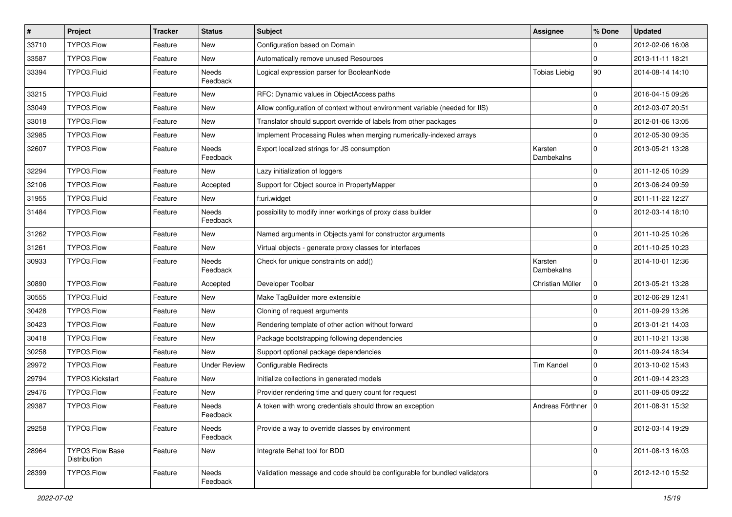| # | Project | Tracker | Status | Subject | Assignee | % Done | Updated |
|---|---|---|---|---|---|---|---|
| 33710 | TYPO3.Flow | Feature | New | Configuration based on Domain | | 0 | 2012-02-06 16:08 |
| 33587 | TYPO3.Flow | Feature | New | Automatically remove unused Resources | | 0 | 2013-11-11 18:21 |
| 33394 | TYPO3.Fluid | Feature | Needs Feedback | Logical expression parser for BooleanNode | Tobias Liebig | 90 | 2014-08-14 14:10 |
| 33215 | TYPO3.Fluid | Feature | New | RFC: Dynamic values in ObjectAccess paths | | 0 | 2016-04-15 09:26 |
| 33049 | TYPO3.Flow | Feature | New | Allow configuration of context without environment variable (needed for IIS) | | 0 | 2012-03-07 20:51 |
| 33018 | TYPO3.Flow | Feature | New | Translator should support override of labels from other packages | | 0 | 2012-01-06 13:05 |
| 32985 | TYPO3.Flow | Feature | New | Implement Processing Rules when merging numerically-indexed arrays | | 0 | 2012-05-30 09:35 |
| 32607 | TYPO3.Flow | Feature | Needs Feedback | Export localized strings for JS consumption | Karsten Dambekalns | 0 | 2013-05-21 13:28 |
| 32294 | TYPO3.Flow | Feature | New | Lazy initialization of loggers | | 0 | 2011-12-05 10:29 |
| 32106 | TYPO3.Flow | Feature | Accepted | Support for Object source in PropertyMapper | | 0 | 2013-06-24 09:59 |
| 31955 | TYPO3.Fluid | Feature | New | f:uri.widget | | 0 | 2011-11-22 12:27 |
| 31484 | TYPO3.Flow | Feature | Needs Feedback | possibility to modify inner workings of proxy class builder | | 0 | 2012-03-14 18:10 |
| 31262 | TYPO3.Flow | Feature | New | Named arguments in Objects.yaml for constructor arguments | | 0 | 2011-10-25 10:26 |
| 31261 | TYPO3.Flow | Feature | New | Virtual objects - generate proxy classes for interfaces | | 0 | 2011-10-25 10:23 |
| 30933 | TYPO3.Flow | Feature | Needs Feedback | Check for unique constraints on add() | Karsten Dambekalns | 0 | 2014-10-01 12:36 |
| 30890 | TYPO3.Flow | Feature | Accepted | Developer Toolbar | Christian Müller | 0 | 2013-05-21 13:28 |
| 30555 | TYPO3.Fluid | Feature | New | Make TagBuilder more extensible | | 0 | 2012-06-29 12:41 |
| 30428 | TYPO3.Flow | Feature | New | Cloning of request arguments | | 0 | 2011-09-29 13:26 |
| 30423 | TYPO3.Flow | Feature | New | Rendering template of other action without forward | | 0 | 2013-01-21 14:03 |
| 30418 | TYPO3.Flow | Feature | New | Package bootstrapping following dependencies | | 0 | 2011-10-21 13:38 |
| 30258 | TYPO3.Flow | Feature | New | Support optional package dependencies | | 0 | 2011-09-24 18:34 |
| 29972 | TYPO3.Flow | Feature | Under Review | Configurable Redirects | Tim Kandel | 0 | 2013-10-02 15:43 |
| 29794 | TYPO3.Kickstart | Feature | New | Initialize collections in generated models | | 0 | 2011-09-14 23:23 |
| 29476 | TYPO3.Flow | Feature | New | Provider rendering time and query count for request | | 0 | 2011-09-05 09:22 |
| 29387 | TYPO3.Flow | Feature | Needs Feedback | A token with wrong credentials should throw an exception | Andreas Förthner | 0 | 2011-08-31 15:32 |
| 29258 | TYPO3.Flow | Feature | Needs Feedback | Provide a way to override classes by environment | | 0 | 2012-03-14 19:29 |
| 28964 | TYPO3 Flow Base Distribution | Feature | New | Integrate Behat tool for BDD | | 0 | 2011-08-13 16:03 |
| 28399 | TYPO3.Flow | Feature | Needs Feedback | Validation message and code should be configurable for bundled validators | | 0 | 2012-12-10 15:52 |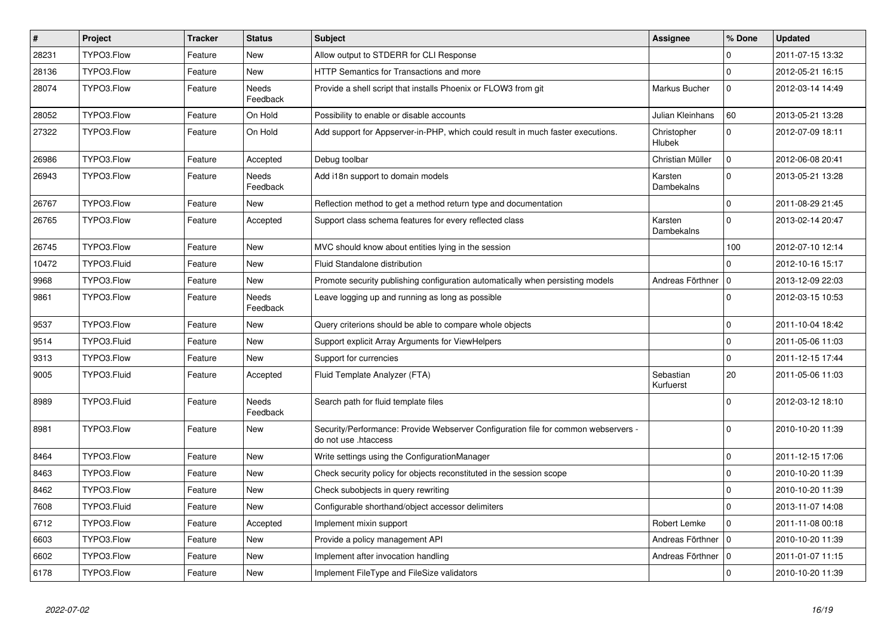| # | Project | Tracker | Status | Subject | Assignee | % Done | Updated |
|---|---|---|---|---|---|---|---|
| 28231 | TYPO3.Flow | Feature | New | Allow output to STDERR for CLI Response | | 0 | 2011-07-15 13:32 |
| 28136 | TYPO3.Flow | Feature | New | HTTP Semantics for Transactions and more | | 0 | 2012-05-21 16:15 |
| 28074 | TYPO3.Flow | Feature | Needs Feedback | Provide a shell script that installs Phoenix or FLOW3 from git | Markus Bucher | 0 | 2012-03-14 14:49 |
| 28052 | TYPO3.Flow | Feature | On Hold | Possibility to enable or disable accounts | Julian Kleinhans | 60 | 2013-05-21 13:28 |
| 27322 | TYPO3.Flow | Feature | On Hold | Add support for Appserver-in-PHP, which could result in much faster executions. | Christopher Hlubek | 0 | 2012-07-09 18:11 |
| 26986 | TYPO3.Flow | Feature | Accepted | Debug toolbar | Christian Müller | 0 | 2012-06-08 20:41 |
| 26943 | TYPO3.Flow | Feature | Needs Feedback | Add i18n support to domain models | Karsten Dambekalns | 0 | 2013-05-21 13:28 |
| 26767 | TYPO3.Flow | Feature | New | Reflection method to get a method return type and documentation | | 0 | 2011-08-29 21:45 |
| 26765 | TYPO3.Flow | Feature | Accepted | Support class schema features for every reflected class | Karsten Dambekalns | 0 | 2013-02-14 20:47 |
| 26745 | TYPO3.Flow | Feature | New | MVC should know about entities lying in the session | | 100 | 2012-07-10 12:14 |
| 10472 | TYPO3.Fluid | Feature | New | Fluid Standalone distribution | | 0 | 2012-10-16 15:17 |
| 9968 | TYPO3.Flow | Feature | New | Promote security publishing configuration automatically when persisting models | Andreas Förthner | 0 | 2013-12-09 22:03 |
| 9861 | TYPO3.Flow | Feature | Needs Feedback | Leave logging up and running as long as possible | | 0 | 2012-03-15 10:53 |
| 9537 | TYPO3.Flow | Feature | New | Query criterions should be able to compare whole objects | | 0 | 2011-10-04 18:42 |
| 9514 | TYPO3.Fluid | Feature | New | Support explicit Array Arguments for ViewHelpers | | 0 | 2011-05-06 11:03 |
| 9313 | TYPO3.Flow | Feature | New | Support for currencies | | 0 | 2011-12-15 17:44 |
| 9005 | TYPO3.Fluid | Feature | Accepted | Fluid Template Analyzer (FTA) | Sebastian Kurfuerst | 20 | 2011-05-06 11:03 |
| 8989 | TYPO3.Fluid | Feature | Needs Feedback | Search path for fluid template files | | 0 | 2012-03-12 18:10 |
| 8981 | TYPO3.Flow | Feature | New | Security/Performance: Provide Webserver Configuration file for common webservers - do not use .htaccess | | 0 | 2010-10-20 11:39 |
| 8464 | TYPO3.Flow | Feature | New | Write settings using the ConfigurationManager | | 0 | 2011-12-15 17:06 |
| 8463 | TYPO3.Flow | Feature | New | Check security policy for objects reconstituted in the session scope | | 0 | 2010-10-20 11:39 |
| 8462 | TYPO3.Flow | Feature | New | Check subobjects in query rewriting | | 0 | 2010-10-20 11:39 |
| 7608 | TYPO3.Fluid | Feature | New | Configurable shorthand/object accessor delimiters | | 0 | 2013-11-07 14:08 |
| 6712 | TYPO3.Flow | Feature | Accepted | Implement mixin support | Robert Lemke | 0 | 2011-11-08 00:18 |
| 6603 | TYPO3.Flow | Feature | New | Provide a policy management API | Andreas Förthner | 0 | 2010-10-20 11:39 |
| 6602 | TYPO3.Flow | Feature | New | Implement after invocation handling | Andreas Förthner | 0 | 2011-01-07 11:15 |
| 6178 | TYPO3.Flow | Feature | New | Implement FileType and FileSize validators | | 0 | 2010-10-20 11:39 |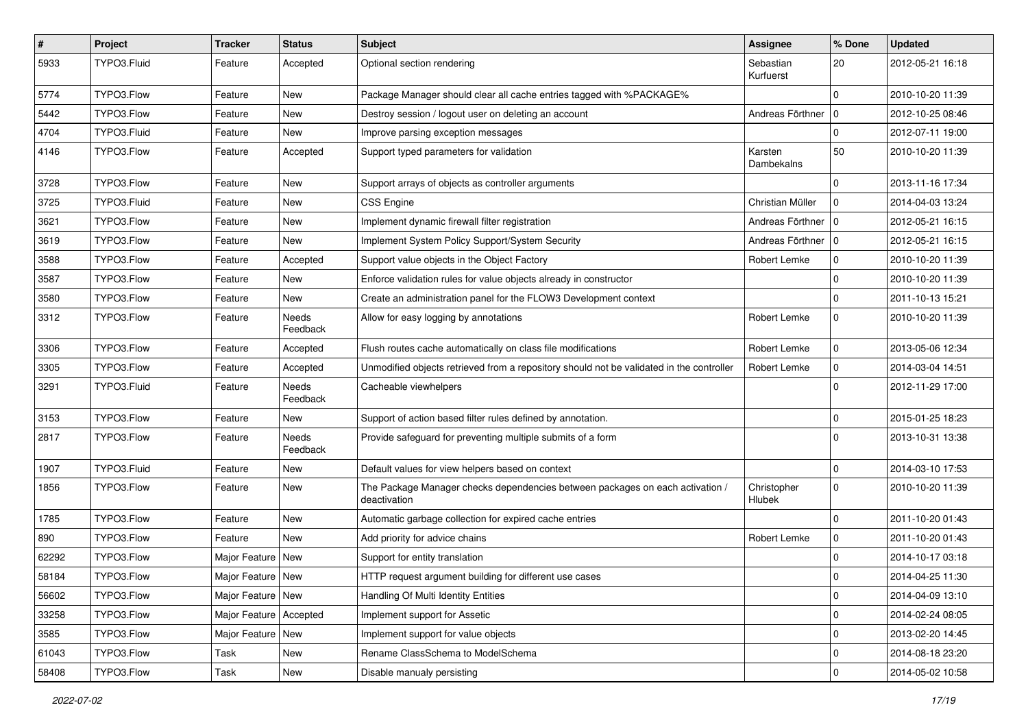| # | Project | Tracker | Status | Subject | Assignee | % Done | Updated |
|---|---|---|---|---|---|---|---|
| 5933 | TYPO3.Fluid | Feature | Accepted | Optional section rendering | Sebastian Kurfuerst | 20 | 2012-05-21 16:18 |
| 5774 | TYPO3.Flow | Feature | New | Package Manager should clear all cache entries tagged with %PACKAGE% | | 0 | 2010-10-20 11:39 |
| 5442 | TYPO3.Flow | Feature | New | Destroy session / logout user on deleting an account | Andreas Förthner | 0 | 2012-10-25 08:46 |
| 4704 | TYPO3.Fluid | Feature | New | Improve parsing exception messages | | 0 | 2012-07-11 19:00 |
| 4146 | TYPO3.Flow | Feature | Accepted | Support typed parameters for validation | Karsten Dambekalns | 50 | 2010-10-20 11:39 |
| 3728 | TYPO3.Flow | Feature | New | Support arrays of objects as controller arguments | | 0 | 2013-11-16 17:34 |
| 3725 | TYPO3.Fluid | Feature | New | CSS Engine | Christian Müller | 0 | 2014-04-03 13:24 |
| 3621 | TYPO3.Flow | Feature | New | Implement dynamic firewall filter registration | Andreas Förthner | 0 | 2012-05-21 16:15 |
| 3619 | TYPO3.Flow | Feature | New | Implement System Policy Support/System Security | Andreas Förthner | 0 | 2012-05-21 16:15 |
| 3588 | TYPO3.Flow | Feature | Accepted | Support value objects in the Object Factory | Robert Lemke | 0 | 2010-10-20 11:39 |
| 3587 | TYPO3.Flow | Feature | New | Enforce validation rules for value objects already in constructor | | 0 | 2010-10-20 11:39 |
| 3580 | TYPO3.Flow | Feature | New | Create an administration panel for the FLOW3 Development context | | 0 | 2011-10-13 15:21 |
| 3312 | TYPO3.Flow | Feature | Needs Feedback | Allow for easy logging by annotations | Robert Lemke | 0 | 2010-10-20 11:39 |
| 3306 | TYPO3.Flow | Feature | Accepted | Flush routes cache automatically on class file modifications | Robert Lemke | 0 | 2013-05-06 12:34 |
| 3305 | TYPO3.Flow | Feature | Accepted | Unmodified objects retrieved from a repository should not be validated in the controller | Robert Lemke | 0 | 2014-03-04 14:51 |
| 3291 | TYPO3.Fluid | Feature | Needs Feedback | Cacheable viewhelpers | | 0 | 2012-11-29 17:00 |
| 3153 | TYPO3.Flow | Feature | New | Support of action based filter rules defined by annotation. | | 0 | 2015-01-25 18:23 |
| 2817 | TYPO3.Flow | Feature | Needs Feedback | Provide safeguard for preventing multiple submits of a form | | 0 | 2013-10-31 13:38 |
| 1907 | TYPO3.Fluid | Feature | New | Default values for view helpers based on context | | 0 | 2014-03-10 17:53 |
| 1856 | TYPO3.Flow | Feature | New | The Package Manager checks dependencies between packages on each activation / deactivation | Christopher Hlubek | 0 | 2010-10-20 11:39 |
| 1785 | TYPO3.Flow | Feature | New | Automatic garbage collection for expired cache entries | | 0 | 2011-10-20 01:43 |
| 890 | TYPO3.Flow | Feature | New | Add priority for advice chains | Robert Lemke | 0 | 2011-10-20 01:43 |
| 62292 | TYPO3.Flow | Major Feature | New | Support for entity translation | | 0 | 2014-10-17 03:18 |
| 58184 | TYPO3.Flow | Major Feature | New | HTTP request argument building for different use cases | | 0 | 2014-04-25 11:30 |
| 56602 | TYPO3.Flow | Major Feature | New | Handling Of Multi Identity Entities | | 0 | 2014-04-09 13:10 |
| 33258 | TYPO3.Flow | Major Feature | Accepted | Implement support for Assetic | | 0 | 2014-02-24 08:05 |
| 3585 | TYPO3.Flow | Major Feature | New | Implement support for value objects | | 0 | 2013-02-20 14:45 |
| 61043 | TYPO3.Flow | Task | New | Rename ClassSchema to ModelSchema | | 0 | 2014-08-18 23:20 |
| 58408 | TYPO3.Flow | Task | New | Disable manualy persisting | | 0 | 2014-05-02 10:58 |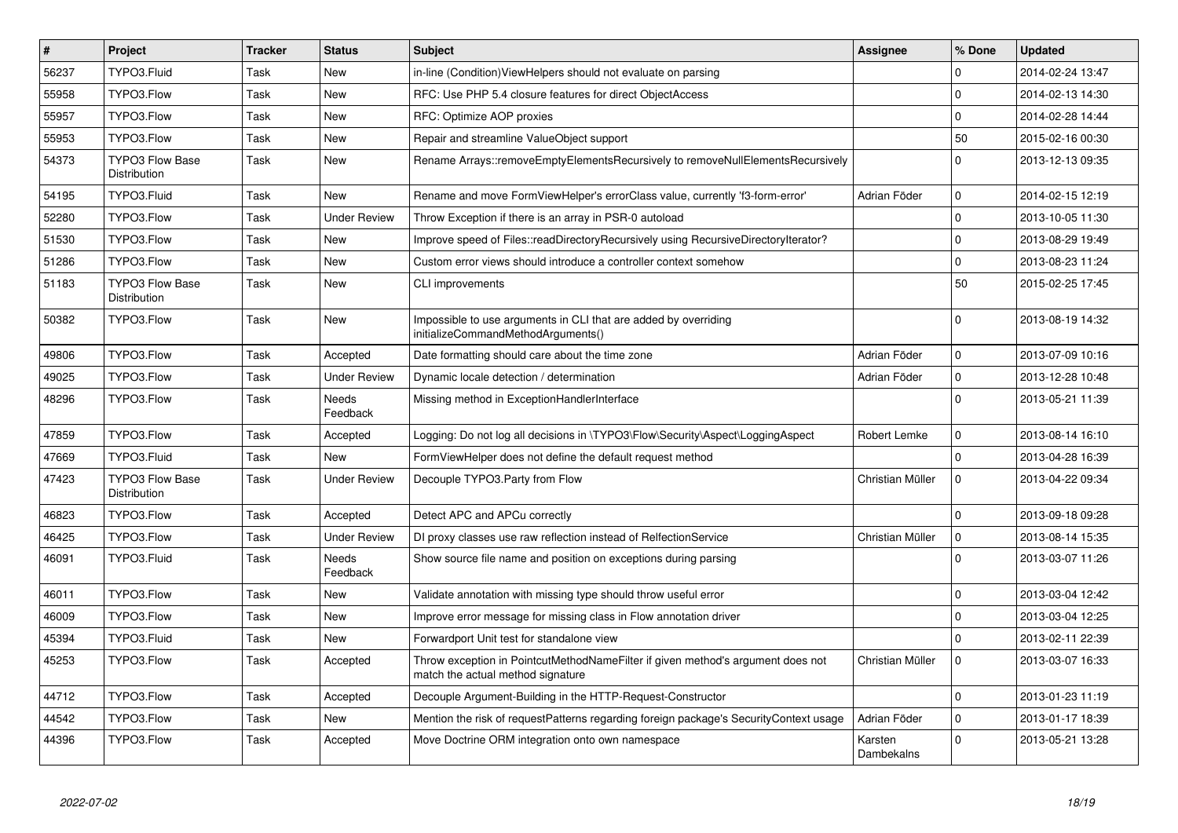| # | Project | Tracker | Status | Subject | Assignee | % Done | Updated |
|---|---|---|---|---|---|---|---|
| 56237 | TYPO3.Fluid | Task | New | in-line (Condition)ViewHelpers should not evaluate on parsing | | 0 | 2014-02-24 13:47 |
| 55958 | TYPO3.Flow | Task | New | RFC: Use PHP 5.4 closure features for direct ObjectAccess | | 0 | 2014-02-13 14:30 |
| 55957 | TYPO3.Flow | Task | New | RFC: Optimize AOP proxies | | 0 | 2014-02-28 14:44 |
| 55953 | TYPO3.Flow | Task | New | Repair and streamline ValueObject support | | 50 | 2015-02-16 00:30 |
| 54373 | TYPO3 Flow Base Distribution | Task | New | Rename Arrays::removeEmptyElementsRecursively to removeNullElementsRecursively | | 0 | 2013-12-13 09:35 |
| 54195 | TYPO3.Fluid | Task | New | Rename and move FormViewHelper's errorClass value, currently 'f3-form-error' | Adrian Föder | 0 | 2014-02-15 12:19 |
| 52280 | TYPO3.Flow | Task | Under Review | Throw Exception if there is an array in PSR-0 autoload | | 0 | 2013-10-05 11:30 |
| 51530 | TYPO3.Flow | Task | New | Improve speed of Files::readDirectoryRecursively using RecursiveDirectoryIterator? | | 0 | 2013-08-29 19:49 |
| 51286 | TYPO3.Flow | Task | New | Custom error views should introduce a controller context somehow | | 0 | 2013-08-23 11:24 |
| 51183 | TYPO3 Flow Base Distribution | Task | New | CLI improvements | | 50 | 2015-02-25 17:45 |
| 50382 | TYPO3.Flow | Task | New | Impossible to use arguments in CLI that are added by overriding initializeCommandMethodArguments() | | 0 | 2013-08-19 14:32 |
| 49806 | TYPO3.Flow | Task | Accepted | Date formatting should care about the time zone | Adrian Föder | 0 | 2013-07-09 10:16 |
| 49025 | TYPO3.Flow | Task | Under Review | Dynamic locale detection / determination | Adrian Föder | 0 | 2013-12-28 10:48 |
| 48296 | TYPO3.Flow | Task | Needs Feedback | Missing method in ExceptionHandlerInterface | | 0 | 2013-05-21 11:39 |
| 47859 | TYPO3.Flow | Task | Accepted | Logging: Do not log all decisions in \TYPO3\Flow\Security\Aspect\LoggingAspect | Robert Lemke | 0 | 2013-08-14 16:10 |
| 47669 | TYPO3.Fluid | Task | New | FormViewHelper does not define the default request method | | 0 | 2013-04-28 16:39 |
| 47423 | TYPO3 Flow Base Distribution | Task | Under Review | Decouple TYPO3.Party from Flow | Christian Müller | 0 | 2013-04-22 09:34 |
| 46823 | TYPO3.Flow | Task | Accepted | Detect APC and APCu correctly | | 0 | 2013-09-18 09:28 |
| 46425 | TYPO3.Flow | Task | Under Review | DI proxy classes use raw reflection instead of RelfectionService | Christian Müller | 0 | 2013-08-14 15:35 |
| 46091 | TYPO3.Fluid | Task | Needs Feedback | Show source file name and position on exceptions during parsing | | 0 | 2013-03-07 11:26 |
| 46011 | TYPO3.Flow | Task | New | Validate annotation with missing type should throw useful error | | 0 | 2013-03-04 12:42 |
| 46009 | TYPO3.Flow | Task | New | Improve error message for missing class in Flow annotation driver | | 0 | 2013-03-04 12:25 |
| 45394 | TYPO3.Fluid | Task | New | Forwardport Unit test for standalone view | | 0 | 2013-02-11 22:39 |
| 45253 | TYPO3.Flow | Task | Accepted | Throw exception in PointcutMethodNameFilter if given method's argument does not match the actual method signature | Christian Müller | 0 | 2013-03-07 16:33 |
| 44712 | TYPO3.Flow | Task | Accepted | Decouple Argument-Building in the HTTP-Request-Constructor | | 0 | 2013-01-23 11:19 |
| 44542 | TYPO3.Flow | Task | New | Mention the risk of requestPatterns regarding foreign package's SecurityContext usage | Adrian Föder | 0 | 2013-01-17 18:39 |
| 44396 | TYPO3.Flow | Task | Accepted | Move Doctrine ORM integration onto own namespace | Karsten Dambekalns | 0 | 2013-05-21 13:28 |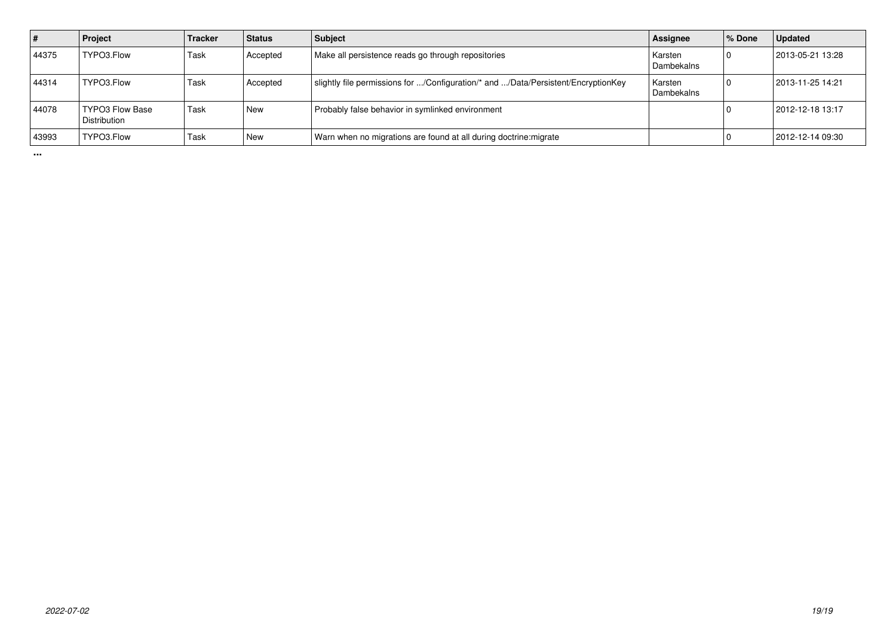| # | Project | Tracker | Status | Subject | Assignee | % Done | Updated |
|---|---|---|---|---|---|---|---|
| 44375 | TYPO3.Flow | Task | Accepted | Make all persistence reads go through repositories | Karsten Dambekalns | 0 | 2013-05-21 13:28 |
| 44314 | TYPO3.Flow | Task | Accepted | slightly file permissions for .../Configuration/* and .../Data/Persistent/EncryptionKey | Karsten Dambekalns | 0 | 2013-11-25 14:21 |
| 44078 | TYPO3 Flow Base Distribution | Task | New | Probably false behavior in symlinked environment | | 0 | 2012-12-18 13:17 |
| 43993 | TYPO3.Flow | Task | New | Warn when no migrations are found at all during doctrine:migrate | | 0 | 2012-12-14 09:30 |

...